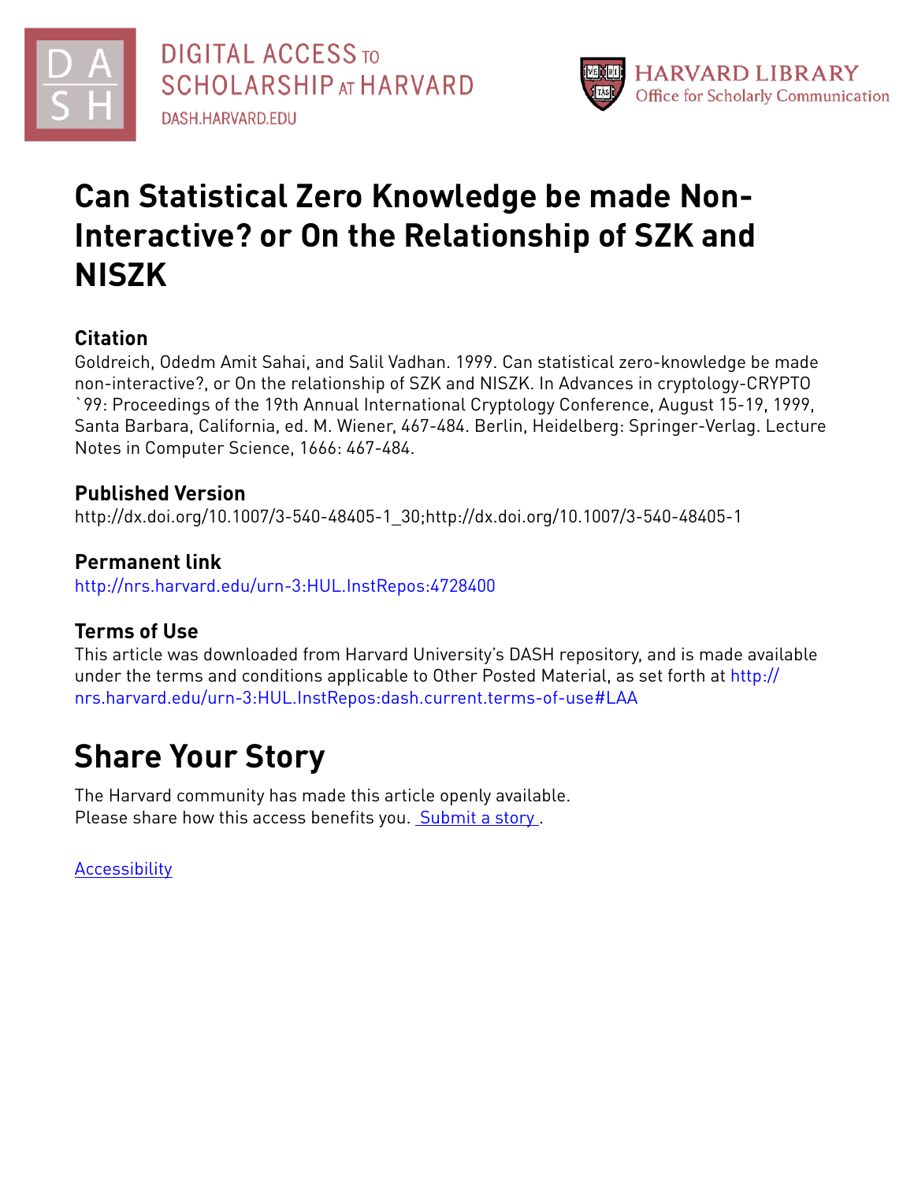DIGITAL ACCESS TO SCHOLARSHIP AT HARVARD
DASH.HARVARD.EDU

HARVARD LIBRARY
Office for Scholarly Communication

# Can Statistical Zero Knowledge be made Non-Interactive? or On the Relationship of SZK and NISZK

## Citation

Goldreich, Odedm Amit Sahai, and Salil Vadhan. 1999. Can statistical zero-knowledge be made non-interactive?, or On the relationship of SZK and NISZK. In Advances in cryptology-CRYPTO `99: Proceedings of the 19th Annual International Cryptology Conference, August 15-19, 1999, Santa Barbara, California, ed. M. Wiener, 467-484. Berlin, Heidelberg: Springer-Verlag. Lecture Notes in Computer Science, 1666: 467-484.

## Published Version

http://dx.doi.org/10.1007/3-540-48405-1_30;http://dx.doi.org/10.1007/3-540-48405-1

## Permanent link

http://nrs.harvard.edu/urn-3:HUL.InstRepos:4728400

## Terms of Use

This article was downloaded from Harvard University's DASH repository, and is made available under the terms and conditions applicable to Other Posted Material, as set forth at http://nrs.harvard.edu/urn-3:HUL.InstRepos:dash.current.terms-of-use#LAA

# Share Your Story

The Harvard community has made this article openly available.
Please share how this access benefits you. Submit a story .

Accessibility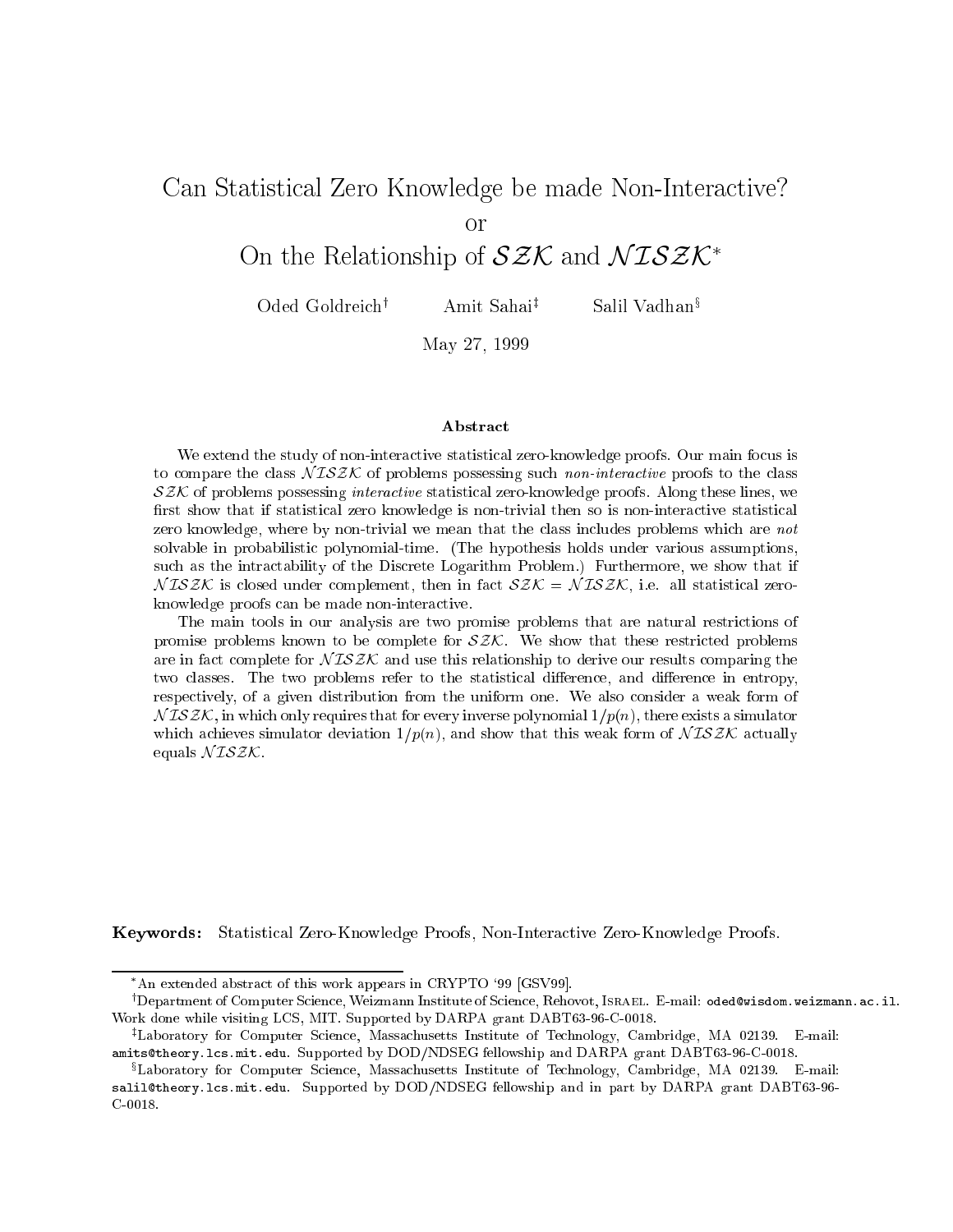# Can Statistical Zero Knowledge be made Non-Interactive?
## or
## On the Relationship of $\mathcal{SZK}$ and $\mathcal{NISZK}$*

Oded Goldreich[†] Amit Sahai[‡] Salil Vadhan[§]

May 27, 1999

### Abstract

We extend the study of non-interactive statistical zero-knowledge proofs. Our main focus is to compare the class $\mathcal{NISZK}$ of problems possessing such *non-interactive* proofs to the class $\mathcal{SZK}$ of problems possessing *interactive* statistical zero-knowledge proofs. Along these lines, we first show that if statistical zero knowledge is non-trivial then so is non-interactive statistical zero knowledge, where by non-trivial we mean that the class includes problems which are *not* solvable in probabilistic polynomial-time. (The hypothesis holds under various assumptions, such as the intractability of the Discrete Logarithm Problem.) Furthermore, we show that if $\mathcal{NISZK}$ is closed under complement, then in fact $\mathcal{SZK} = \mathcal{NISZK}$, i.e. all statistical zero-knowledge proofs can be made non-interactive.

The main tools in our analysis are two promise problems that are natural restrictions of promise problems known to be complete for $\mathcal{SZK}$. We show that these restricted problems are in fact complete for $\mathcal{NISZK}$ and use this relationship to derive our results comparing the two classes. The two problems refer to the statistical difference, and difference in entropy, respectively, of a given distribution from the uniform one. We also consider a weak form of $\mathcal{NISZK}$, in which only requires that for every inverse polynomial $1/p(n)$, there exists a simulator which achieves simulator deviation $1/p(n)$, and show that this weak form of $\mathcal{NISZK}$ actually equals $\mathcal{NISZK}$.

**Keywords:** Statistical Zero-Knowledge Proofs, Non-Interactive Zero-Knowledge Proofs.

---

*An extended abstract of this work appears in CRYPTO '99 [GSV99].

[†]Department of Computer Science, Weizmann Institute of Science, Rehovot, ISRAEL. E-mail: `oded@wisdom.weizmann.ac.il`. Work done while visiting LCS, MIT. Supported by DARPA grant DABT63-96-C-0018.

[‡]Laboratory for Computer Science, Massachusetts Institute of Technology, Cambridge, MA 02139. E-mail: `amits@theory.lcs.mit.edu`. Supported by DOD/NDSEG fellowship and DARPA grant DABT63-96-C-0018.

[§]Laboratory for Computer Science, Massachusetts Institute of Technology, Cambridge, MA 02139. E-mail: `salil@theory.lcs.mit.edu`. Supported by DOD/NDSEG fellowship and in part by DARPA grant DABT63-96-C-0018.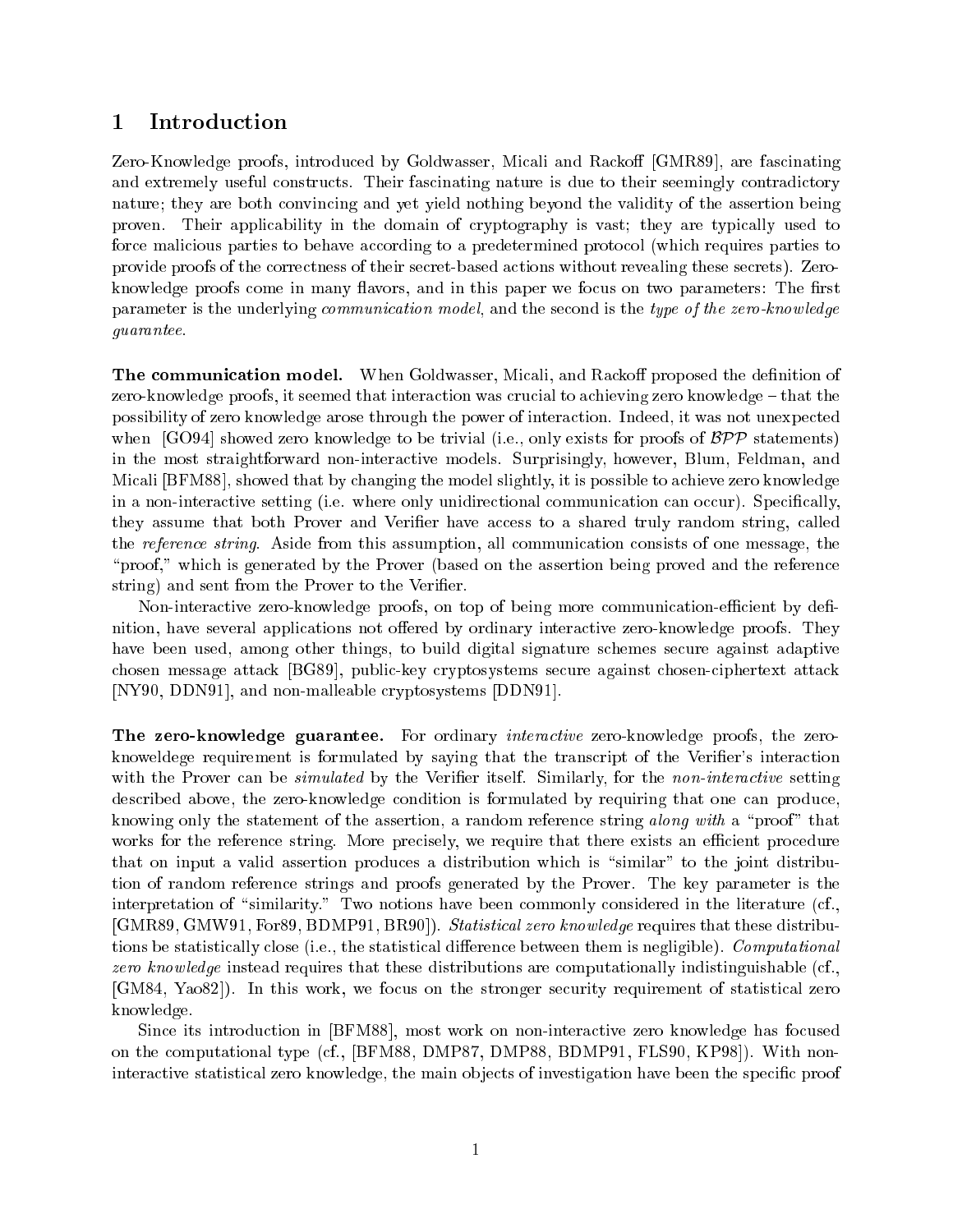# 1 Introduction

Zero-Knowledge proofs, introduced by Goldwasser, Micali and Rackoff [GMR89], are fascinating and extremely useful constructs. Their fascinating nature is due to their seemingly contradictory nature; they are both convincing and yet yield nothing beyond the validity of the assertion being proven. Their applicability in the domain of cryptography is vast; they are typically used to force malicious parties to behave according to a predetermined protocol (which requires parties to provide proofs of the correctness of their secret-based actions without revealing these secrets). Zero-knowledge proofs come in many flavors, and in this paper we focus on two parameters: The first parameter is the underlying *communication model*, and the second is the *type of the zero-knowledge guarantee*.

**The communication model.** When Goldwasser, Micali, and Rackoff proposed the definition of zero-knowledge proofs, it seemed that interaction was crucial to achieving zero knowledge – that the possibility of zero knowledge arose through the power of interaction. Indeed, it was not unexpected when [GO94] showed zero knowledge to be trivial (i.e., only exists for proofs of $\mathcal{BPP}$ statements) in the most straightforward non-interactive models. Surprisingly, however, Blum, Feldman, and Micali [BFM88], showed that by changing the model slightly, it is possible to achieve zero knowledge in a non-interactive setting (i.e. where only unidirectional communication can occur). Specifically, they assume that both Prover and Verifier have access to a shared truly random string, called the *reference string*. Aside from this assumption, all communication consists of one message, the "proof," which is generated by the Prover (based on the assertion being proved and the reference string) and sent from the Prover to the Verifier.

Non-interactive zero-knowledge proofs, on top of being more communication-efficient by definition, have several applications not offered by ordinary interactive zero-knowledge proofs. They have been used, among other things, to build digital signature schemes secure against adaptive chosen message attack [BG89], public-key cryptosystems secure against chosen-ciphertext attack [NY90, DDN91], and non-malleable cryptosystems [DDN91].

**The zero-knowledge guarantee.** For ordinary *interactive* zero-knowledge proofs, the zero-knoweldege requirement is formulated by saying that the transcript of the Verifier's interaction with the Prover can be *simulated* by the Verifier itself. Similarly, for the *non-interactive* setting described above, the zero-knowledge condition is formulated by requiring that one can produce, knowing only the statement of the assertion, a random reference string *along with* a "proof" that works for the reference string. More precisely, we require that there exists an efficient procedure that on input a valid assertion produces a distribution which is "similar" to the joint distribution of random reference strings and proofs generated by the Prover. The key parameter is the interpretation of "similarity." Two notions have been commonly considered in the literature (cf., [GMR89, GMW91, For89, BDMP91, BR90]). *Statistical zero knowledge* requires that these distributions be statistically close (i.e., the statistical difference between them is negligible). *Computational zero knowledge* instead requires that these distributions are computationally indistinguishable (cf., [GM84, Yao82]). In this work, we focus on the stronger security requirement of statistical zero knowledge.

Since its introduction in [BFM88], most work on non-interactive zero knowledge has focused on the computational type (cf., [BFM88, DMP87, DMP88, BDMP91, FLS90, KP98]). With non-interactive statistical zero knowledge, the main objects of investigation have been the specific proof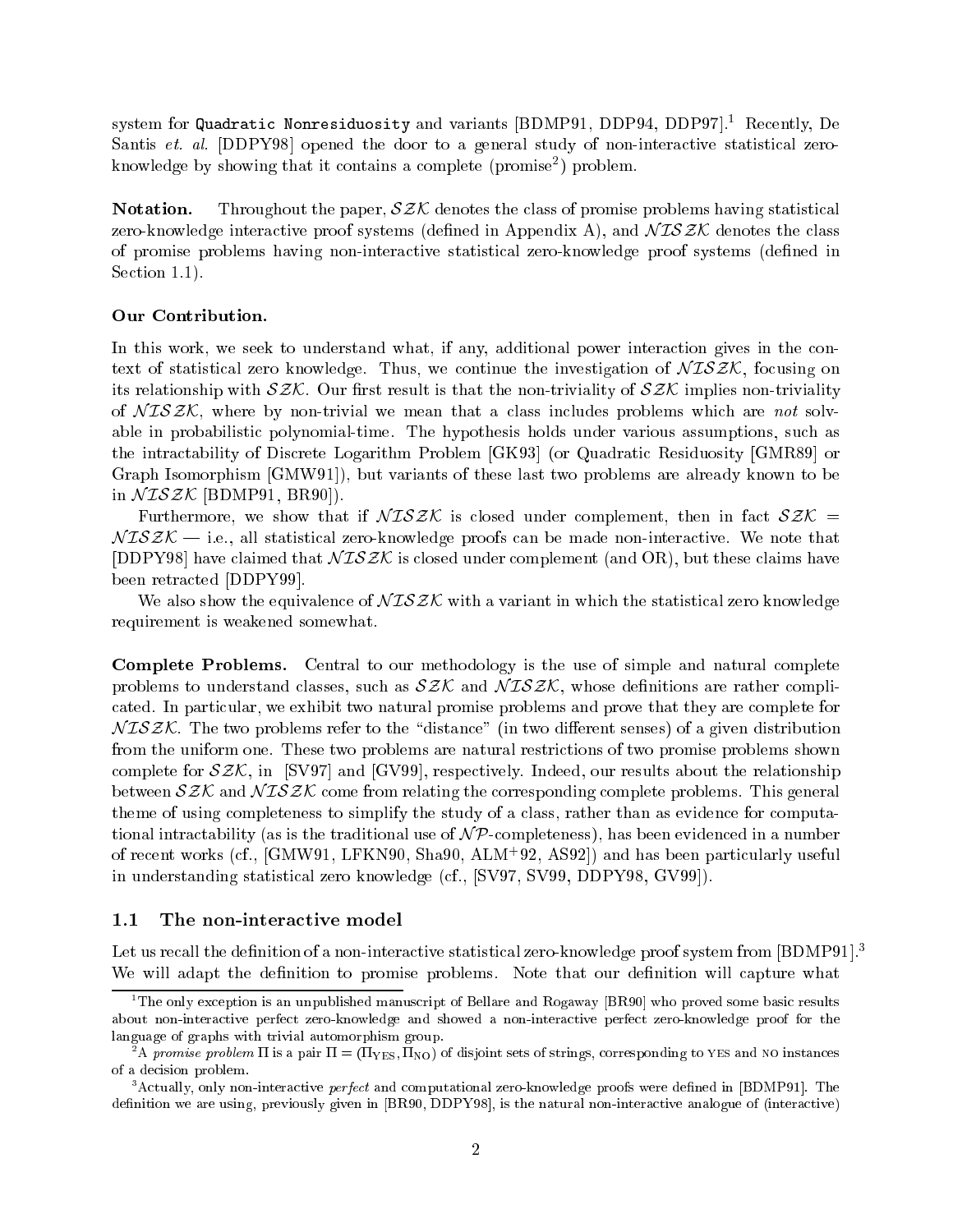system for `Quadratic Nonresiduosity` and variants [BDMP91, DDP94, DDP97].[1] Recently, De Santis *et. al.* [DDPY98] opened the door to a general study of non-interactive statistical zero-knowledge by showing that it contains a complete (promise[2]) problem.

**Notation.** Throughout the paper, $\mathcal{SZK}$ denotes the class of promise problems having statistical zero-knowledge interactive proof systems (defined in Appendix A), and $\mathcal{NISZK}$ denotes the class of promise problems having non-interactive statistical zero-knowledge proof systems (defined in Section 1.1).

**Our Contribution.**

In this work, we seek to understand what, if any, additional power interaction gives in the context of statistical zero knowledge. Thus, we continue the investigation of $\mathcal{NISZK}$, focusing on its relationship with $\mathcal{SZK}$. Our first result is that the non-triviality of $\mathcal{SZK}$ implies non-triviality of $\mathcal{NISZK}$, where by non-trivial we mean that a class includes problems which are *not* solvable in probabilistic polynomial-time. The hypothesis holds under various assumptions, such as the intractability of Discrete Logarithm Problem [GK93] (or Quadratic Residuosity [GMR89] or Graph Isomorphism [GMW91]), but variants of these last two problems are already known to be in $\mathcal{NISZK}$ [BDMP91, BR90]).

Furthermore, we show that if $\mathcal{NISZK}$ is closed under complement, then in fact $\mathcal{SZK} = \mathcal{NISZK}$ — i.e., all statistical zero-knowledge proofs can be made non-interactive. We note that [DDPY98] have claimed that $\mathcal{NISZK}$ is closed under complement (and OR), but these claims have been retracted [DDPY99].

We also show the equivalence of $\mathcal{NISZK}$ with a variant in which the statistical zero knowledge requirement is weakened somewhat.

**Complete Problems.** Central to our methodology is the use of simple and natural complete problems to understand classes, such as $\mathcal{SZK}$ and $\mathcal{NISZK}$, whose definitions are rather complicated. In particular, we exhibit two natural promise problems and prove that they are complete for $\mathcal{NISZK}$. The two problems refer to the "distance" (in two different senses) of a given distribution from the uniform one. These two problems are natural restrictions of two promise problems shown complete for $\mathcal{SZK}$, in [SV97] and [GV99], respectively. Indeed, our results about the relationship between $\mathcal{SZK}$ and $\mathcal{NISZK}$ come from relating the corresponding complete problems. This general theme of using completeness to simplify the study of a class, rather than as evidence for computational intractability (as is the traditional use of $\mathcal{NP}$-completeness), has been evidenced in a number of recent works (cf., [GMW91, LFKN90, Sha90, ALM+92, AS92]) and has been particularly useful in understanding statistical zero knowledge (cf., [SV97, SV99, DDPY98, GV99]).

## 1.1 The non-interactive model

Let us recall the definition of a non-interactive statistical zero-knowledge proof system from [BDMP91].[3] We will adapt the definition to promise problems. Note that our definition will capture what

[1] The only exception is an unpublished manuscript of Bellare and Rogaway [BR90] who proved some basic results about non-interactive perfect zero-knowledge and showed a non-interactive perfect zero-knowledge proof for the language of graphs with trivial automorphism group.

[2] A *promise problem* $\Pi$ is a pair $\Pi = (\Pi_{\text{YES}}, \Pi_{\text{NO}})$ of disjoint sets of strings, corresponding to YES and NO instances of a decision problem.

[3] Actually, only non-interactive *perfect* and computational zero-knowledge proofs were defined in [BDMP91]. The definition we are using, previously given in [BR90, DDPY98], is the natural non-interactive analogue of (interactive)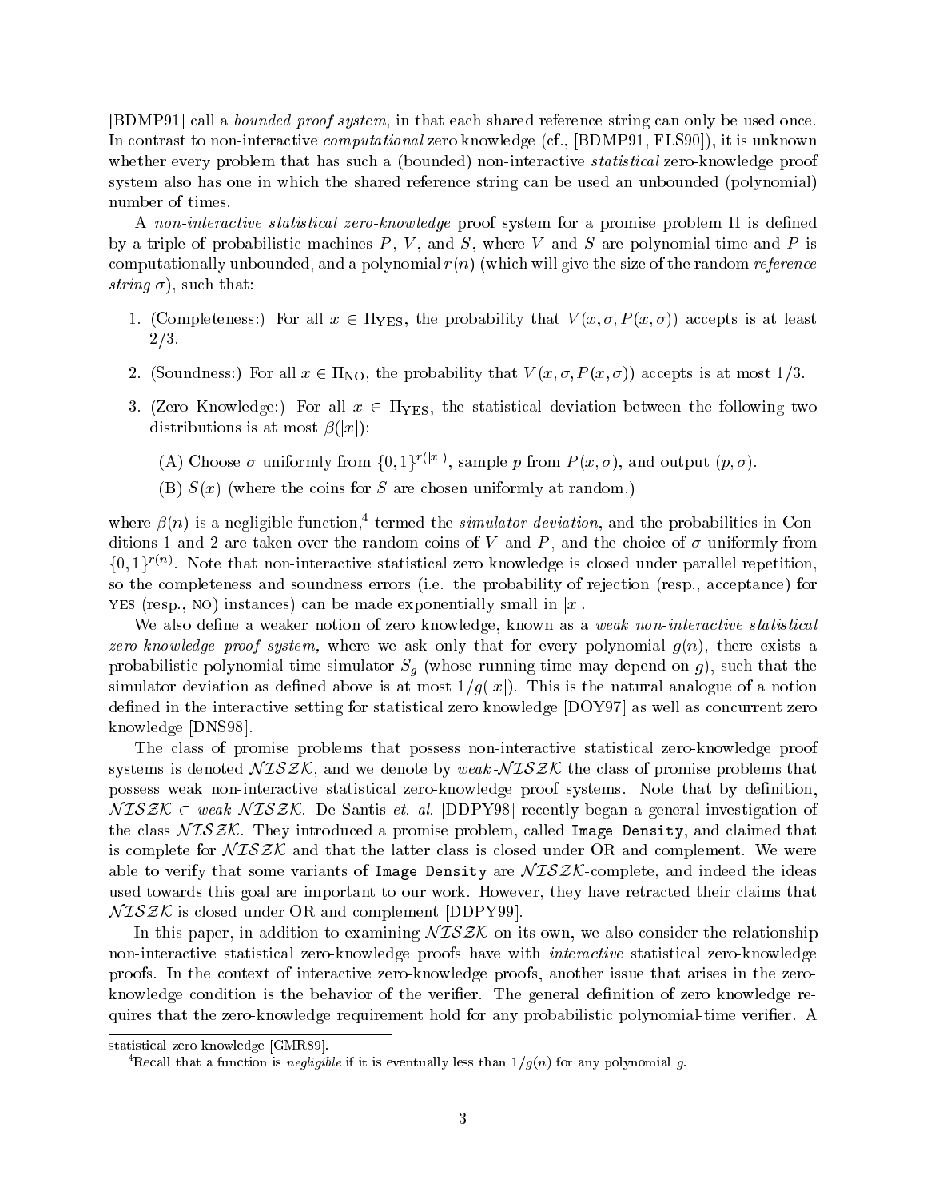[BDMP91] call a *bounded proof system*, in that each shared reference string can only be used once. In contrast to non-interactive *computational* zero knowledge (cf., [BDMP91, FLS90]), it is unknown whether every problem that has such a (bounded) non-interactive *statistical* zero-knowledge proof system also has one in which the shared reference string can be used an unbounded (polynomial) number of times.

A *non-interactive statistical zero-knowledge* proof system for a promise problem $\Pi$ is defined by a triple of probabilistic machines $P$, $V$, and $S$, where $V$ and $S$ are polynomial-time and $P$ is computationally unbounded, and a polynomial $r(n)$ (which will give the size of the random *reference string* $\sigma$), such that:

1. (Completeness:) For all $x \in \Pi_{\text{YES}}$, the probability that $V(x, \sigma, P(x, \sigma))$ accepts is at least $2/3$.
2. (Soundness:) For all $x \in \Pi_{\text{NO}}$, the probability that $V(x, \sigma, P(x, \sigma))$ accepts is at most $1/3$.
3. (Zero Knowledge:) For all $x \in \Pi_{\text{YES}}$, the statistical deviation between the following two distributions is at most $\beta(|x|)$:
   - (A) Choose $\sigma$ uniformly from $\{0,1\}^{r(|x|)}$, sample $p$ from $P(x, \sigma)$, and output $(p, \sigma)$.
   - (B) $S(x)$ (where the coins for $S$ are chosen uniformly at random.)

where $\beta(n)$ is a negligible function,[4] termed the *simulator deviation*, and the probabilities in Conditions 1 and 2 are taken over the random coins of $V$ and $P$, and the choice of $\sigma$ uniformly from $\{0,1\}^{r(n)}$. Note that non-interactive statistical zero knowledge is closed under parallel repetition, so the completeness and soundness errors (i.e. the probability of rejection (resp., acceptance) for YES (resp., NO) instances) can be made exponentially small in $|x|$.

We also define a weaker notion of zero knowledge, known as a *weak non-interactive statistical zero-knowledge proof system,* where we ask only that for every polynomial $g(n)$, there exists a probabilistic polynomial-time simulator $S_g$ (whose running time may depend on $g$), such that the simulator deviation as defined above is at most $1/g(|x|)$. This is the natural analogue of a notion defined in the interactive setting for statistical zero knowledge [DOY97] as well as concurrent zero knowledge [DNS98].

The class of promise problems that possess non-interactive statistical zero-knowledge proof systems is denoted $\mathcal{NISZK}$, and we denote by *weak*-$\mathcal{NISZK}$ the class of promise problems that possess weak non-interactive statistical zero-knowledge proof systems. Note that by definition, $\mathcal{NISZK} \subset$ *weak*-$\mathcal{NISZK}$. De Santis *et. al.* [DDPY98] recently began a general investigation of the class $\mathcal{NISZK}$. They introduced a promise problem, called `Image Density`, and claimed that is complete for $\mathcal{NISZK}$ and that the latter class is closed under OR and complement. We were able to verify that some variants of `Image Density` are $\mathcal{NISZK}$-complete, and indeed the ideas used towards this goal are important to our work. However, they have retracted their claims that $\mathcal{NISZK}$ is closed under OR and complement [DDPY99].

In this paper, in addition to examining $\mathcal{NISZK}$ on its own, we also consider the relationship non-interactive statistical zero-knowledge proofs have with *interactive* statistical zero-knowledge proofs. In the context of interactive zero-knowledge proofs, another issue that arises in the zero-knowledge condition is the behavior of the verifier. The general definition of zero knowledge requires that the zero-knowledge requirement hold for any probabilistic polynomial-time verifier. A

statistical zero knowledge [GMR89].

[4] Recall that a function is *negligible* if it is eventually less than $1/g(n)$ for any polynomial $g$.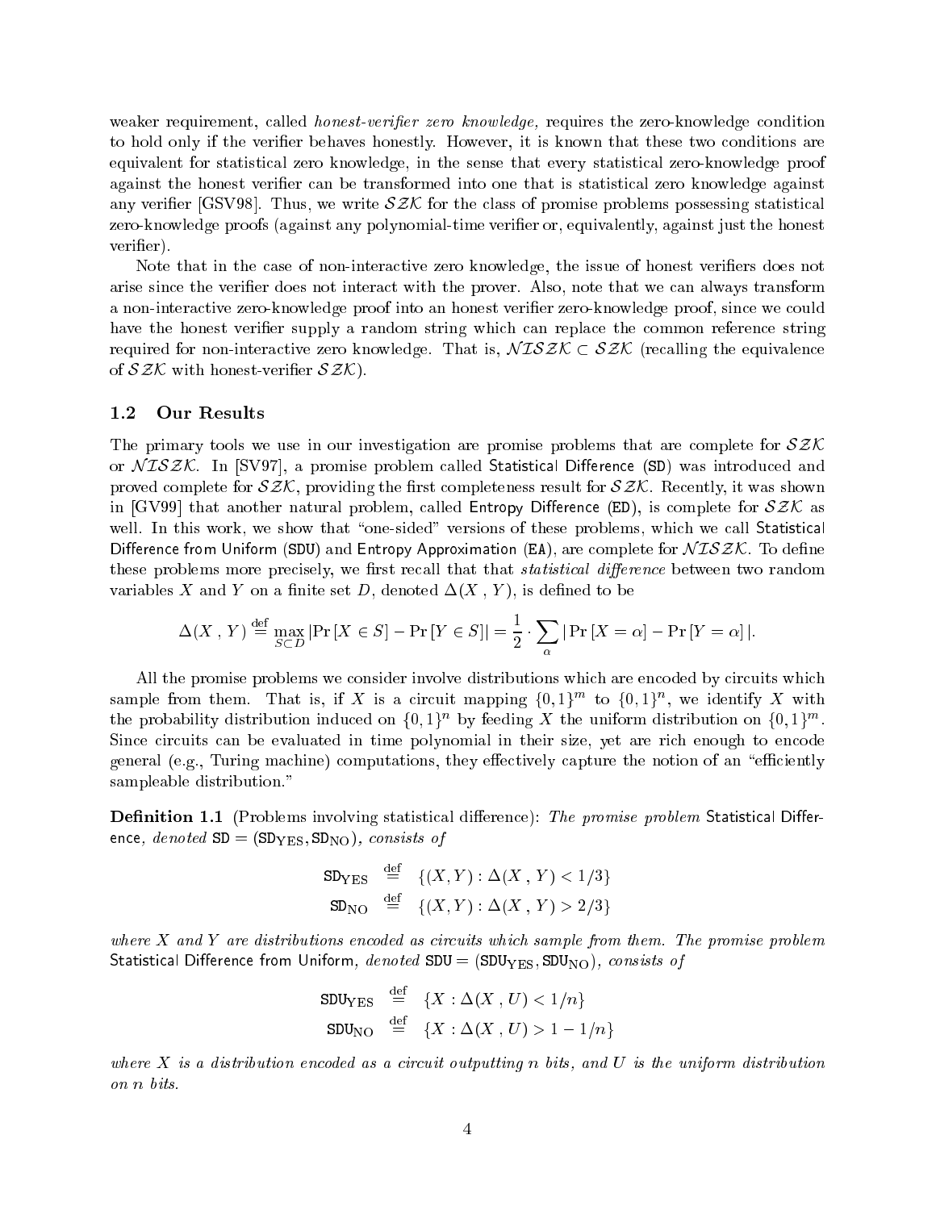weaker requirement, called *honest-verifier zero knowledge,* requires the zero-knowledge condition to hold only if the verifier behaves honestly. However, it is known that these two conditions are equivalent for statistical zero knowledge, in the sense that every statistical zero-knowledge proof against the honest verifier can be transformed into one that is statistical zero knowledge against any verifier [GSV98]. Thus, we write $\mathcal{SZK}$ for the class of promise problems possessing statistical zero-knowledge proofs (against any polynomial-time verifier or, equivalently, against just the honest verifier).

Note that in the case of non-interactive zero knowledge, the issue of honest verifiers does not arise since the verifier does not interact with the prover. Also, note that we can always transform a non-interactive zero-knowledge proof into an honest verifier zero-knowledge proof, since we could have the honest verifier supply a random string which can replace the common reference string required for non-interactive zero knowledge. That is, $\mathcal{NISZK} \subset \mathcal{SZK}$ (recalling the equivalence of $\mathcal{SZK}$ with honest-verifier $\mathcal{SZK}$).

## 1.2 Our Results

The primary tools we use in our investigation are promise problems that are complete for $\mathcal{SZK}$ or $\mathcal{NISZK}$. In [SV97], a promise problem called Statistical Difference (SD) was introduced and proved complete for $\mathcal{SZK}$, providing the first completeness result for $\mathcal{SZK}$. Recently, it was shown in [GV99] that another natural problem, called Entropy Difference (ED), is complete for $\mathcal{SZK}$ as well. In this work, we show that "one-sided" versions of these problems, which we call Statistical Difference from Uniform (SDU) and Entropy Approximation (EA), are complete for $\mathcal{NISZK}$. To define these problems more precisely, we first recall that that *statistical difference* between two random variables $X$ and $Y$ on a finite set $D$, denoted $\Delta(X\,,\,Y)$, is defined to be

$$\Delta(X\,,\,Y) \stackrel{\text{def}}{=} \max_{S \subset D} |\Pr[X \in S] - \Pr[Y \in S]| = \frac{1}{2} \cdot \sum_{\alpha} |\Pr[X = \alpha] - \Pr[Y = \alpha]|.$$

All the promise problems we consider involve distributions which are encoded by circuits which sample from them. That is, if $X$ is a circuit mapping $\{0,1\}^m$ to $\{0,1\}^n$, we identify $X$ with the probability distribution induced on $\{0,1\}^n$ by feeding $X$ the uniform distribution on $\{0,1\}^m$. Since circuits can be evaluated in time polynomial in their size, yet are rich enough to encode general (e.g., Turing machine) computations, they effectively capture the notion of an "efficiently sampleable distribution."

**Definition 1.1** (Problems involving statistical difference): *The promise problem* Statistical Difference*, denoted* $\mathtt{SD} = (\mathtt{SD}_{\mathrm{YES}}, \mathtt{SD}_{\mathrm{NO}})$*, consists of*

$$\begin{aligned} \mathtt{SD}_{\mathrm{YES}} &\stackrel{\text{def}}{=} \{(X,Y) : \Delta(X\,,\,Y) < 1/3\} \\ \mathtt{SD}_{\mathrm{NO}} &\stackrel{\text{def}}{=} \{(X,Y) : \Delta(X\,,\,Y) > 2/3\} \end{aligned}$$

*where $X$ and $Y$ are distributions encoded as circuits which sample from them. The promise problem* Statistical Difference from Uniform*, denoted* $\mathtt{SDU} = (\mathtt{SDU}_{\mathrm{YES}}, \mathtt{SDU}_{\mathrm{NO}})$*, consists of*

$$\begin{aligned} \mathtt{SDU}_{\mathrm{YES}} &\stackrel{\text{def}}{=} \{X : \Delta(X\,,\,U) < 1/n\} \\ \mathtt{SDU}_{\mathrm{NO}} &\stackrel{\text{def}}{=} \{X : \Delta(X\,,\,U) > 1 - 1/n\} \end{aligned}$$

*where $X$ is a distribution encoded as a circuit outputting $n$ bits, and $U$ is the uniform distribution on $n$ bits.*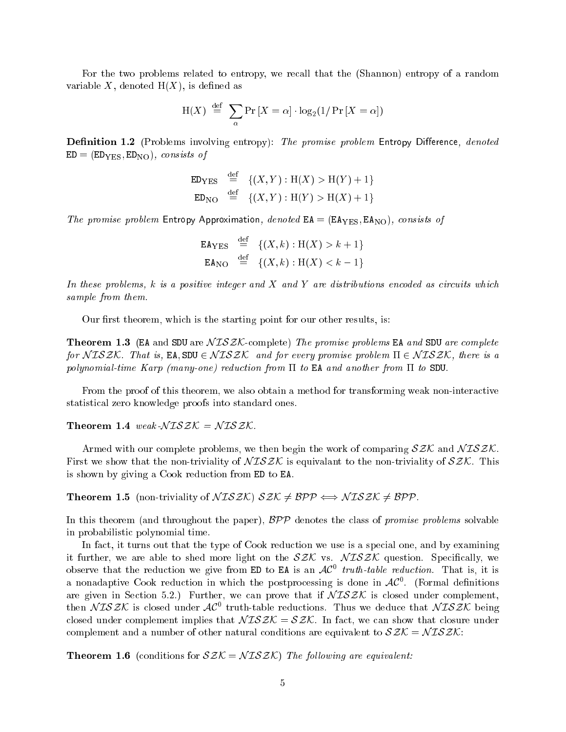For the two problems related to entropy, we recall that the (Shannon) entropy of a random variable $X$, denoted $\mathrm{H}(X)$, is defined as

$$\mathrm{H}(X) \stackrel{\text{def}}{=} \sum_{\alpha} \Pr[X = \alpha] \cdot \log_2(1/\Pr[X = \alpha])$$

**Definition 1.2** (Problems involving entropy): *The promise problem* Entropy Difference*, denoted* $\mathtt{ED} = (\mathtt{ED}_{\mathrm{YES}}, \mathtt{ED}_{\mathrm{NO}})$*, consists of*

$$\mathtt{ED}_{\mathrm{YES}} \stackrel{\text{def}}{=} \{(X, Y) : \mathrm{H}(X) > \mathrm{H}(Y) + 1\}$$
$$\mathtt{ED}_{\mathrm{NO}} \stackrel{\text{def}}{=} \{(X, Y) : \mathrm{H}(Y) > \mathrm{H}(X) + 1\}$$

*The promise problem* Entropy Approximation*, denoted* $\mathtt{EA} = (\mathtt{EA}_{\mathrm{YES}}, \mathtt{EA}_{\mathrm{NO}})$*, consists of*

$$\mathtt{EA}_{\mathrm{YES}} \stackrel{\text{def}}{=} \{(X, k) : \mathrm{H}(X) > k + 1\}$$
$$\mathtt{EA}_{\mathrm{NO}} \stackrel{\text{def}}{=} \{(X, k) : \mathrm{H}(X) < k - 1\}$$

*In these problems, $k$ is a positive integer and $X$ and $Y$ are distributions encoded as circuits which sample from them.*

Our first theorem, which is the starting point for our other results, is:

**Theorem 1.3** (EA and SDU are $\mathcal{NISZK}$-complete) *The promise problems* EA *and* SDU *are complete for $\mathcal{NISZK}$. That is,* EA, SDU $\in \mathcal{NISZK}$ *and for every promise problem $\Pi \in \mathcal{NISZK}$, there is a polynomial-time Karp (many-one) reduction from $\Pi$ to* EA *and another from $\Pi$ to* SDU.

From the proof of this theorem, we also obtain a method for transforming weak non-interactive statistical zero knowledge proofs into standard ones.

**Theorem 1.4** *weak-$\mathcal{NISZK}$ = $\mathcal{NISZK}$.*

Armed with our complete problems, we then begin the work of comparing $\mathcal{SZK}$ and $\mathcal{NISZK}$. First we show that the non-triviality of $\mathcal{NISZK}$ is equivalant to the non-triviality of $\mathcal{SZK}$. This is shown by giving a Cook reduction from ED to EA.

**Theorem 1.5** (non-triviality of $\mathcal{NISZK}$) $\mathcal{SZK} \neq \mathcal{BPP} \iff \mathcal{NISZK} \neq \mathcal{BPP}$.

In this theorem (and throughout the paper), $\mathcal{BPP}$ denotes the class of *promise problems* solvable in probabilistic polynomial time.

In fact, it turns out that the type of Cook reduction we use is a special one, and by examining it further, we are able to shed more light on the $\mathcal{SZK}$ vs. $\mathcal{NISZK}$ question. Specifically, we observe that the reduction we give from ED to EA is an $\mathcal{AC}^0$ *truth-table reduction.* That is, it is a nonadaptive Cook reduction in which the postprocessing is done in $\mathcal{AC}^0$. (Formal definitions are given in Section 5.2.) Further, we can prove that if $\mathcal{NISZK}$ is closed under complement, then $\mathcal{NISZK}$ is closed under $\mathcal{AC}^0$ truth-table reductions. Thus we deduce that $\mathcal{NISZK}$ being closed under complement implies that $\mathcal{NISZK} = \mathcal{SZK}$. In fact, we can show that closure under complement and a number of other natural conditions are equivalent to $\mathcal{SZK} = \mathcal{NISZK}$:

**Theorem 1.6** (conditions for $\mathcal{SZK} = \mathcal{NISZK}$) *The following are equivalent:*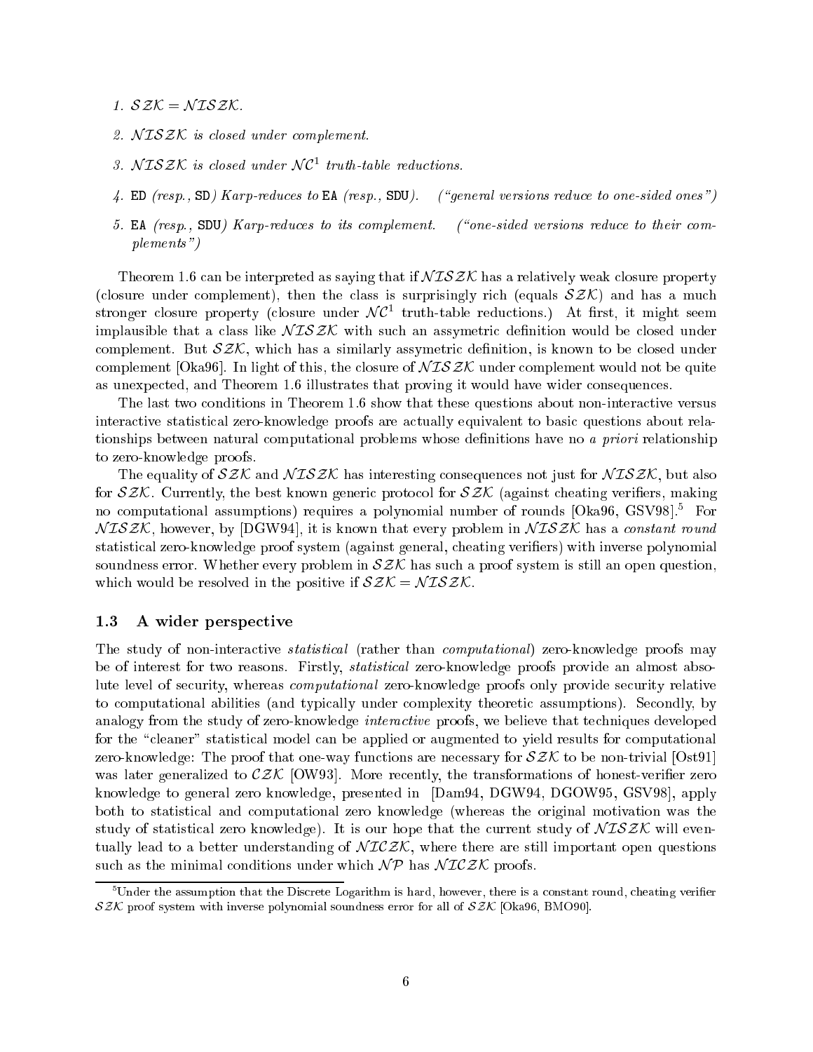1. $\mathcal{SZK} = \mathcal{NISZK}$.
2. $\mathcal{NISZK}$ *is closed under complement.*
3. $\mathcal{NISZK}$ *is closed under* $\mathcal{NC}^1$ *truth-table reductions.*
4. ED *(resp.,* SD*) Karp-reduces to* EA *(resp.,* SDU*).* *("general versions reduce to one-sided ones")*
5. EA *(resp.,* SDU*) Karp-reduces to its complement.* *("one-sided versions reduce to their complements")*

Theorem 1.6 can be interpreted as saying that if $\mathcal{NISZK}$ has a relatively weak closure property (closure under complement), then the class is surprisingly rich (equals $\mathcal{SZK}$) and has a much stronger closure property (closure under $\mathcal{NC}^1$ truth-table reductions.) At first, it might seem implausible that a class like $\mathcal{NISZK}$ with such an assymetric definition would be closed under complement. But $\mathcal{SZK}$, which has a similarly assymetric definition, is known to be closed under complement [Oka96]. In light of this, the closure of $\mathcal{NISZK}$ under complement would not be quite as unexpected, and Theorem 1.6 illustrates that proving it would have wider consequences.

The last two conditions in Theorem 1.6 show that these questions about non-interactive versus interactive statistical zero-knowledge proofs are actually equivalent to basic questions about relationships between natural computational problems whose definitions have no *a priori* relationship to zero-knowledge proofs.

The equality of $\mathcal{SZK}$ and $\mathcal{NISZK}$ has interesting consequences not just for $\mathcal{NISZK}$, but also for $\mathcal{SZK}$. Currently, the best known generic protocol for $\mathcal{SZK}$ (against cheating verifiers, making no computational assumptions) requires a polynomial number of rounds [Oka96, GSV98].[5] For $\mathcal{NISZK}$, however, by [DGW94], it is known that every problem in $\mathcal{NISZK}$ has a *constant round* statistical zero-knowledge proof system (against general, cheating verifiers) with inverse polynomial soundness error. Whether every problem in $\mathcal{SZK}$ has such a proof system is still an open question, which would be resolved in the positive if $\mathcal{SZK} = \mathcal{NISZK}$.

### 1.3 A wider perspective

The study of non-interactive *statistical* (rather than *computational*) zero-knowledge proofs may be of interest for two reasons. Firstly, *statistical* zero-knowledge proofs provide an almost absolute level of security, whereas *computational* zero-knowledge proofs only provide security relative to computational abilities (and typically under complexity theoretic assumptions). Secondly, by analogy from the study of zero-knowledge *interactive* proofs, we believe that techniques developed for the "cleaner" statistical model can be applied or augmented to yield results for computational zero-knowledge: The proof that one-way functions are necessary for $\mathcal{SZK}$ to be non-trivial [Ost91] was later generalized to $\mathcal{CZK}$ [OW93]. More recently, the transformations of honest-verifier zero knowledge to general zero knowledge, presented in [Dam94, DGW94, DGOW95, GSV98], apply both to statistical and computational zero knowledge (whereas the original motivation was the study of statistical zero knowledge). It is our hope that the current study of $\mathcal{NISZK}$ will eventually lead to a better understanding of $\mathcal{NICZK}$, where there are still important open questions such as the minimal conditions under which $\mathcal{NP}$ has $\mathcal{NICZK}$ proofs.

[5] Under the assumption that the Discrete Logarithm is hard, however, there is a constant round, cheating verifier $\mathcal{SZK}$ proof system with inverse polynomial soundness error for all of $\mathcal{SZK}$ [Oka96, BMO90].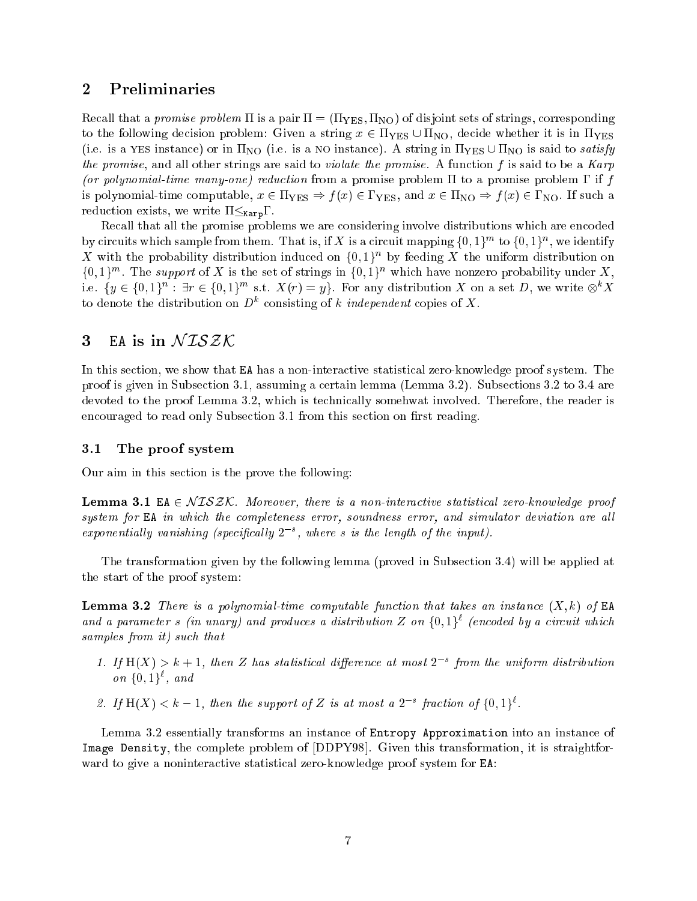## 2 Preliminaries

Recall that a *promise problem* $\Pi$ is a pair $\Pi = (\Pi_{\text{YES}}, \Pi_{\text{NO}})$ of disjoint sets of strings, corresponding to the following decision problem: Given a string $x \in \Pi_{\text{YES}} \cup \Pi_{\text{NO}}$, decide whether it is in $\Pi_{\text{YES}}$ (i.e. is a YES instance) or in $\Pi_{\text{NO}}$ (i.e. is a NO instance). A string in $\Pi_{\text{YES}} \cup \Pi_{\text{NO}}$ is said to *satisfy the promise*, and all other strings are said to *violate the promise*. A function $f$ is said to be a *Karp (or polynomial-time many-one) reduction* from a promise problem $\Pi$ to a promise problem $\Gamma$ if $f$ is polynomial-time computable, $x \in \Pi_{\text{YES}} \Rightarrow f(x) \in \Gamma_{\text{YES}}$, and $x \in \Pi_{\text{NO}} \Rightarrow f(x) \in \Gamma_{\text{NO}}$. If such a reduction exists, we write $\Pi \leq_{\texttt{Karp}} \Gamma$.

Recall that all the promise problems we are considering involve distributions which are encoded by circuits which sample from them. That is, if $X$ is a circuit mapping $\{0,1\}^m$ to $\{0,1\}^n$, we identify $X$ with the probability distribution induced on $\{0,1\}^n$ by feeding $X$ the uniform distribution on $\{0,1\}^m$. The *support* of $X$ is the set of strings in $\{0,1\}^n$ which have nonzero probability under $X$, i.e. $\{y \in \{0,1\}^n : \exists r \in \{0,1\}^m \text{ s.t. } X(r) = y\}$. For any distribution $X$ on a set $D$, we write $\otimes^k X$ to denote the distribution on $D^k$ consisting of $k$ *independent* copies of $X$.

## 3 EA is in $\mathcal{NISZK}$

In this section, we show that EA has a non-interactive statistical zero-knowledge proof system. The proof is given in Subsection 3.1, assuming a certain lemma (Lemma 3.2). Subsections 3.2 to 3.4 are devoted to the proof Lemma 3.2, which is technically somehwat involved. Therefore, the reader is encouraged to read only Subsection 3.1 from this section on first reading.

### 3.1 The proof system

Our aim in this section is the prove the following:

**Lemma 3.1** *EA $\in \mathcal{NISZK}$. Moreover, there is a non-interactive statistical zero-knowledge proof system for EA in which the completeness error, soundness error, and simulator deviation are all exponentially vanishing (specifically $2^{-s}$, where $s$ is the length of the input).*

The transformation given by the following lemma (proved in Subsection 3.4) will be applied at the start of the proof system:

**Lemma 3.2** *There is a polynomial-time computable function that takes an instance $(X, k)$ of EA and a parameter $s$ (in unary) and produces a distribution $Z$ on $\{0,1\}^\ell$ (encoded by a circuit which samples from it) such that*

1. *If $\mathrm{H}(X) > k+1$, then $Z$ has statistical difference at most $2^{-s}$ from the uniform distribution on $\{0,1\}^\ell$, and*
2. *If $\mathrm{H}(X) < k-1$, then the support of $Z$ is at most a $2^{-s}$ fraction of $\{0,1\}^\ell$.*

Lemma 3.2 essentially transforms an instance of `Entropy Approximation` into an instance of `Image Density`, the complete problem of [DDPY98]. Given this transformation, it is straightforward to give a noninteractive statistical zero-knowledge proof system for EA: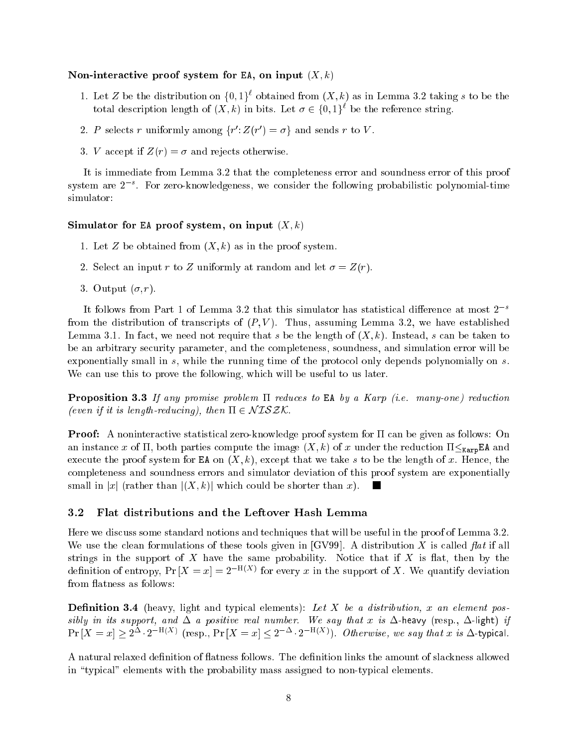**Non-interactive proof system for EA, on input $(X, k)$**

1. Let $Z$ be the distribution on $\{0,1\}^\ell$ obtained from $(X, k)$ as in Lemma 3.2 taking $s$ to be the total description length of $(X, k)$ in bits. Let $\sigma \in \{0,1\}^\ell$ be the reference string.
2. $P$ selects $r$ uniformly among $\{r' : Z(r') = \sigma\}$ and sends $r$ to $V$.
3. $V$ accept if $Z(r) = \sigma$ and rejects otherwise.

It is immediate from Lemma 3.2 that the completeness error and soundness error of this proof system are $2^{-s}$. For zero-knowledgeness, we consider the following probabilistic polynomial-time simulator:

**Simulator for EA proof system, on input $(X, k)$**

1. Let $Z$ be obtained from $(X, k)$ as in the proof system.
2. Select an input $r$ to $Z$ uniformly at random and let $\sigma = Z(r)$.
3. Output $(\sigma, r)$.

It follows from Part 1 of Lemma 3.2 that this simulator has statistical difference at most $2^{-s}$ from the distribution of transcripts of $(P, V)$. Thus, assuming Lemma 3.2, we have established Lemma 3.1. In fact, we need not require that $s$ be the length of $(X, k)$. Instead, $s$ can be taken to be an arbitrary security parameter, and the completeness, soundness, and simulation error will be exponentially small in $s$, while the running time of the protocol only depends polynomially on $s$. We can use this to prove the following, which will be useful to us later.

**Proposition 3.3** *If any promise problem $\Pi$ reduces to* EA *by a Karp (i.e. many-one) reduction (even if it is length-reducing), then $\Pi \in \mathcal{NISZK}$.*

**Proof:** A noninteractive statistical zero-knowledge proof system for $\Pi$ can be given as follows: On an instance $x$ of $\Pi$, both parties compute the image $(X, k)$ of $x$ under the reduction $\Pi \leq_{\texttt{Karp}} \texttt{EA}$ and execute the proof system for EA on $(X, k)$, except that we take $s$ to be the length of $x$. Hence, the completeness and soundness errors and simulator deviation of this proof system are exponentially small in $|x|$ (rather than $|(X, k)|$ which could be shorter than $x$). ■

### 3.2 Flat distributions and the Leftover Hash Lemma

Here we discuss some standard notions and techniques that will be useful in the proof of Lemma 3.2. We use the clean formulations of these tools given in [GV99]. A distribution $X$ is called *flat* if all strings in the support of $X$ have the same probability. Notice that if $X$ is flat, then by the definition of entropy, $\Pr[X = x] = 2^{-\mathrm{H}(X)}$ for every $x$ in the support of $X$. We quantify deviation from flatness as follows:

**Definition 3.4** (heavy, light and typical elements): *Let $X$ be a distribution, $x$ an element possibly in its support, and $\Delta$ a positive real number. We say that $x$ is $\Delta$-*heavy *(resp., $\Delta$-*light*) if $\Pr[X = x] \geq 2^{\Delta} \cdot 2^{-\mathrm{H}(X)}$ (resp., $\Pr[X = x] \leq 2^{-\Delta} \cdot 2^{-\mathrm{H}(X)}$). Otherwise, we say that $x$ is $\Delta$-*typical.

A natural relaxed definition of flatness follows. The definition links the amount of slackness allowed in "typical" elements with the probability mass assigned to non-typical elements.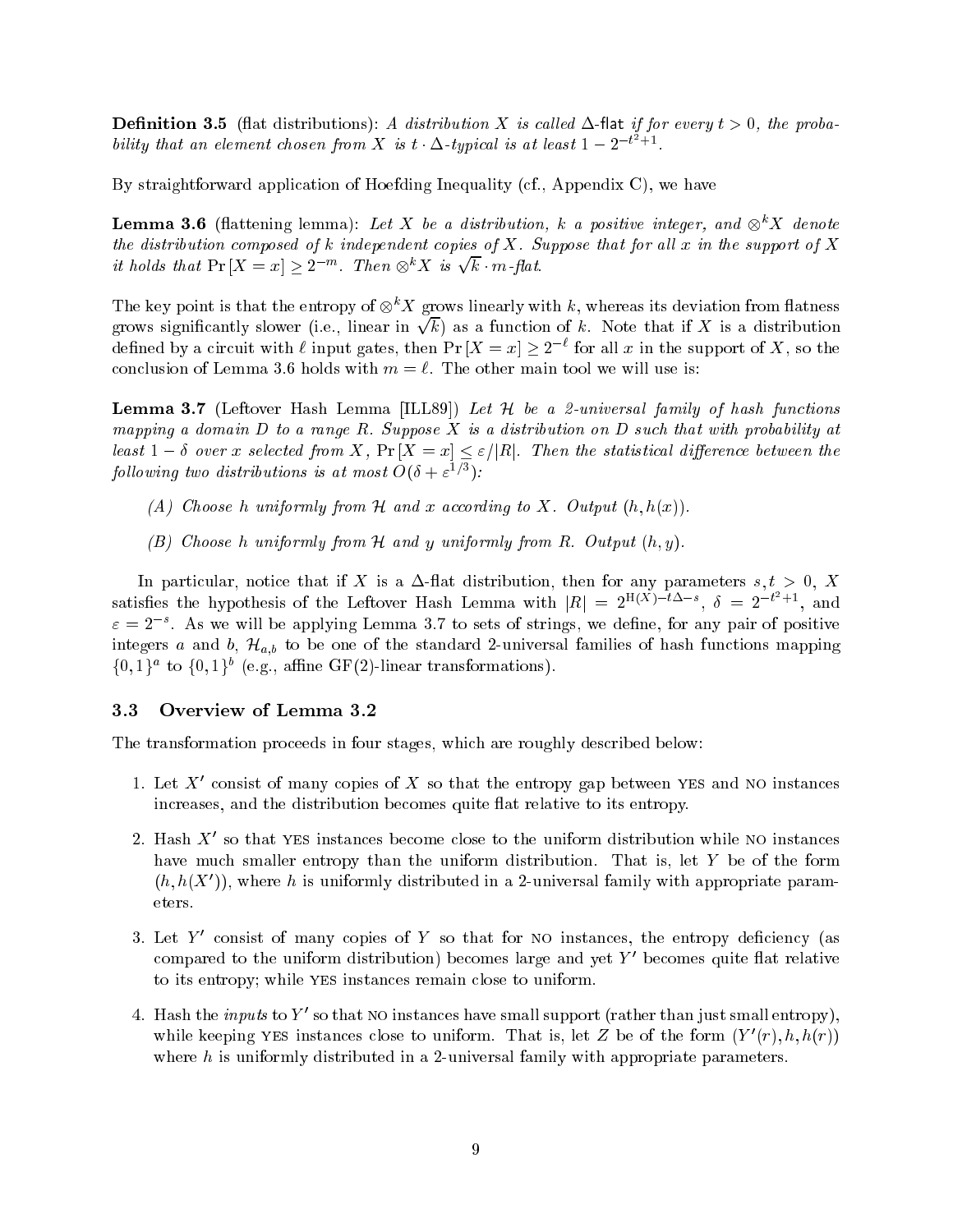**Definition 3.5** (flat distributions): *A distribution $X$ is called* $\Delta$-flat *if for every $t > 0$, the probability that an element chosen from $X$ is $t \cdot \Delta$-typical is at least $1 - 2^{-t^2+1}$.*

By straightforward application of Hoefding Inequality (cf., Appendix C), we have

**Lemma 3.6** (flattening lemma): *Let $X$ be a distribution, $k$ a positive integer, and $\otimes^k X$ denote the distribution composed of $k$ independent copies of $X$. Suppose that for all $x$ in the support of $X$ it holds that $\Pr[X = x] \geq 2^{-m}$. Then $\otimes^k X$ is $\sqrt{k} \cdot m$-flat.*

The key point is that the entropy of $\otimes^k X$ grows linearly with $k$, whereas its deviation from flatness grows significantly slower (i.e., linear in $\sqrt{k}$) as a function of $k$. Note that if $X$ is a distribution defined by a circuit with $\ell$ input gates, then $\Pr[X = x] \geq 2^{-\ell}$ for all $x$ in the support of $X$, so the conclusion of Lemma 3.6 holds with $m = \ell$. The other main tool we will use is:

**Lemma 3.7** (Leftover Hash Lemma [ILL89]) *Let $\mathcal{H}$ be a 2-universal family of hash functions mapping a domain $D$ to a range $R$. Suppose $X$ is a distribution on $D$ such that with probability at least $1 - \delta$ over $x$ selected from $X$, $\Pr[X = x] \leq \varepsilon/|R|$. Then the statistical difference between the following two distributions is at most $O(\delta + \varepsilon^{1/3})$:*

*(A) Choose $h$ uniformly from $\mathcal{H}$ and $x$ according to $X$. Output $(h, h(x))$.*

*(B) Choose $h$ uniformly from $\mathcal{H}$ and $y$ uniformly from $R$. Output $(h, y)$.*

In particular, notice that if $X$ is a $\Delta$-flat distribution, then for any parameters $s, t > 0$, $X$ satisfies the hypothesis of the Leftover Hash Lemma with $|R| = 2^{\mathrm{H}(X) - t\Delta - s}$, $\delta = 2^{-t^2+1}$, and $\varepsilon = 2^{-s}$. As we will be applying Lemma 3.7 to sets of strings, we define, for any pair of positive integers $a$ and $b$, $\mathcal{H}_{a,b}$ to be one of the standard 2-universal families of hash functions mapping $\{0,1\}^a$ to $\{0,1\}^b$ (e.g., affine GF(2)-linear transformations).

### 3.3 Overview of Lemma 3.2

The transformation proceeds in four stages, which are roughly described below:

1. Let $X'$ consist of many copies of $X$ so that the entropy gap between YES and NO instances increases, and the distribution becomes quite flat relative to its entropy.

2. Hash $X'$ so that YES instances become close to the uniform distribution while NO instances have much smaller entropy than the uniform distribution. That is, let $Y$ be of the form $(h, h(X'))$, where $h$ is uniformly distributed in a 2-universal family with appropriate parameters.

3. Let $Y'$ consist of many copies of $Y$ so that for NO instances, the entropy deficiency (as compared to the uniform distribution) becomes large and yet $Y'$ becomes quite flat relative to its entropy; while YES instances remain close to uniform.

4. Hash the *inputs* to $Y'$ so that NO instances have small support (rather than just small entropy), while keeping YES instances close to uniform. That is, let $Z$ be of the form $(Y'(r), h, h(r))$ where $h$ is uniformly distributed in a 2-universal family with appropriate parameters.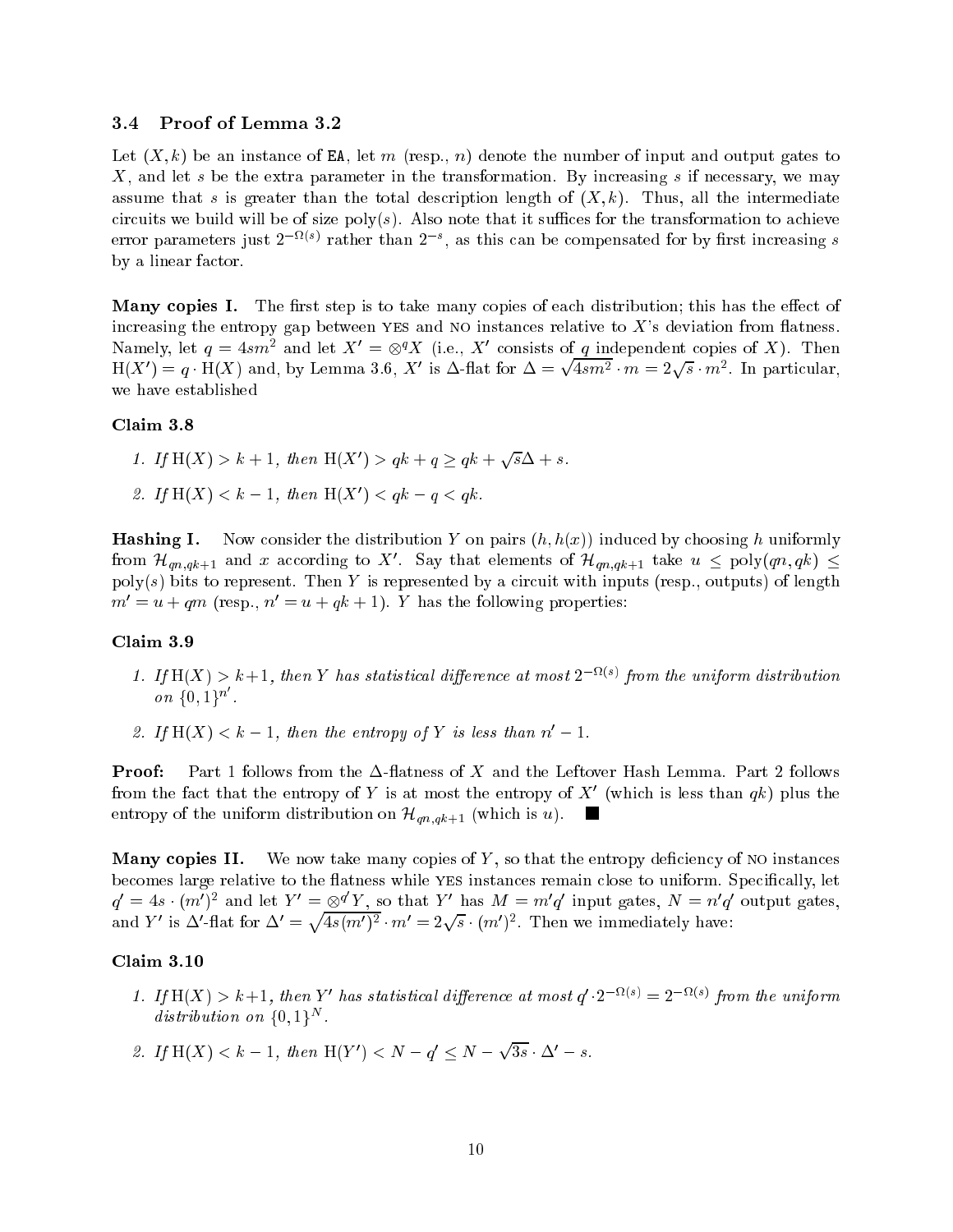### 3.4 Proof of Lemma 3.2

Let $(X, k)$ be an instance of EA, let $m$ (resp., $n$) denote the number of input and output gates to $X$, and let $s$ be the extra parameter in the transformation. By increasing $s$ if necessary, we may assume that $s$ is greater than the total description length of $(X, k)$. Thus, all the intermediate circuits we build will be of size $\mathrm{poly}(s)$. Also note that it suffices for the transformation to achieve error parameters just $2^{-\Omega(s)}$ rather than $2^{-s}$, as this can be compensated for by first increasing $s$ by a linear factor.

**Many copies I.** The first step is to take many copies of each distribution; this has the effect of increasing the entropy gap between YES and NO instances relative to $X$'s deviation from flatness. Namely, let $q = 4sm^2$ and let $X' = \otimes^q X$ (i.e., $X'$ consists of $q$ independent copies of $X$). Then $\mathrm{H}(X') = q \cdot \mathrm{H}(X)$ and, by Lemma 3.6, $X'$ is $\Delta$-flat for $\Delta = \sqrt{4sm^2} \cdot m = 2\sqrt{s} \cdot m^2$. In particular, we have established

**Claim 3.8**

1. *If* $\mathrm{H}(X) > k + 1$, *then* $\mathrm{H}(X') > qk + q \geq qk + \sqrt{s}\Delta + s$.
2. *If* $\mathrm{H}(X) < k - 1$, *then* $\mathrm{H}(X') < qk - q < qk$.

**Hashing I.** Now consider the distribution $Y$ on pairs $(h, h(x))$ induced by choosing $h$ uniformly from $\mathcal{H}_{qn,qk+1}$ and $x$ according to $X'$. Say that elements of $\mathcal{H}_{qn,qk+1}$ take $u \leq \mathrm{poly}(qn, qk) \leq \mathrm{poly}(s)$ bits to represent. Then $Y$ is represented by a circuit with inputs (resp., outputs) of length $m' = u + qm$ (resp., $n' = u + qk + 1$). $Y$ has the following properties:

**Claim 3.9**

1. *If* $\mathrm{H}(X) > k+1$, *then* $Y$ *has statistical difference at most* $2^{-\Omega(s)}$ *from the uniform distribution on* $\{0,1\}^{n'}$.
2. *If* $\mathrm{H}(X) < k - 1$, *then the entropy of* $Y$ *is less than* $n' - 1$.

**Proof:** Part 1 follows from the $\Delta$-flatness of $X$ and the Leftover Hash Lemma. Part 2 follows from the fact that the entropy of $Y$ is at most the entropy of $X'$ (which is less than $qk$) plus the entropy of the uniform distribution on $\mathcal{H}_{qn,qk+1}$ (which is $u$). ■

**Many copies II.** We now take many copies of $Y$, so that the entropy deficiency of NO instances becomes large relative to the flatness while YES instances remain close to uniform. Specifically, let $q' = 4s \cdot (m')^2$ and let $Y' = \otimes^{q'} Y$, so that $Y'$ has $M = m'q'$ input gates, $N = n'q'$ output gates, and $Y'$ is $\Delta'$-flat for $\Delta' = \sqrt{4s(m')^2} \cdot m' = 2\sqrt{s} \cdot (m')^2$. Then we immediately have:

**Claim 3.10**

1. *If* $\mathrm{H}(X) > k+1$, *then* $Y'$ *has statistical difference at most* $q' \cdot 2^{-\Omega(s)} = 2^{-\Omega(s)}$ *from the uniform distribution on* $\{0,1\}^N$.
2. *If* $\mathrm{H}(X) < k - 1$, *then* $\mathrm{H}(Y') < N - q' \leq N - \sqrt{3s} \cdot \Delta' - s$.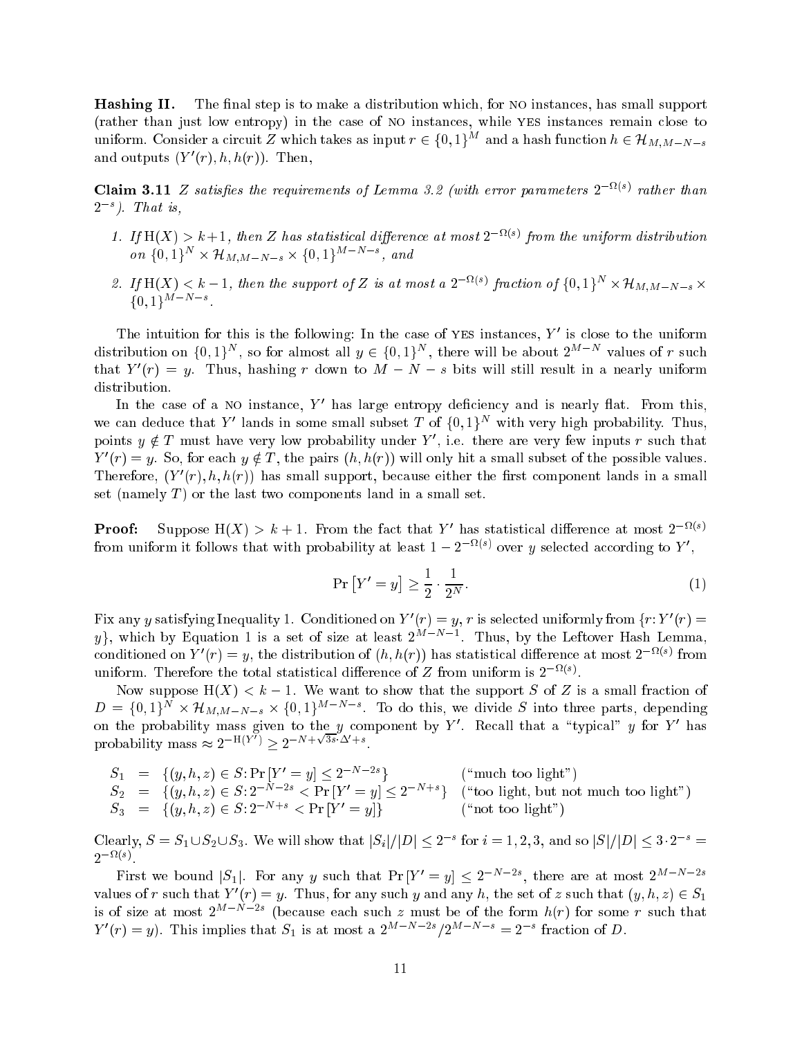**Hashing II.** The final step is to make a distribution which, for NO instances, has small support (rather than just low entropy) in the case of NO instances, while YES instances remain close to uniform. Consider a circuit $Z$ which takes as input $r \in \{0,1\}^M$ and a hash function $h \in \mathcal{H}_{M,M-N-s}$ and outputs $(Y'(r), h, h(r))$. Then,

**Claim 3.11** *$Z$ satisfies the requirements of Lemma 3.2 (with error parameters $2^{-\Omega(s)}$ rather than $2^{-s}$). That is,*

1. *If $\mathrm{H}(X) > k+1$, then $Z$ has statistical difference at most $2^{-\Omega(s)}$ from the uniform distribution on $\{0,1\}^N \times \mathcal{H}_{M,M-N-s} \times \{0,1\}^{M-N-s}$, and*
2. *If $\mathrm{H}(X) < k-1$, then the support of $Z$ is at most a $2^{-\Omega(s)}$ fraction of $\{0,1\}^N \times \mathcal{H}_{M,M-N-s} \times \{0,1\}^{M-N-s}$.*

The intuition for this is the following: In the case of YES instances, $Y'$ is close to the uniform distribution on $\{0,1\}^N$, so for almost all $y \in \{0,1\}^N$, there will be about $2^{M-N}$ values of $r$ such that $Y'(r) = y$. Thus, hashing $r$ down to $M - N - s$ bits will still result in a nearly uniform distribution.

In the case of a NO instance, $Y'$ has large entropy deficiency and is nearly flat. From this, we can deduce that $Y'$ lands in some small subset $T$ of $\{0,1\}^N$ with very high probability. Thus, points $y \notin T$ must have very low probability under $Y'$, i.e. there are very few inputs $r$ such that $Y'(r) = y$. So, for each $y \notin T$, the pairs $(h, h(r))$ will only hit a small subset of the possible values. Therefore, $(Y'(r), h, h(r))$ has small support, because either the first component lands in a small set (namely $T$) or the last two components land in a small set.

**Proof:** Suppose $\mathrm{H}(X) > k+1$. From the fact that $Y'$ has statistical difference at most $2^{-\Omega(s)}$ from uniform it follows that with probability at least $1 - 2^{-\Omega(s)}$ over $y$ selected according to $Y'$,

$$\Pr\left[Y' = y\right] \geq \frac{1}{2} \cdot \frac{1}{2^N}. \tag{1}$$

Fix any $y$ satisfying Inequality 1. Conditioned on $Y'(r) = y$, $r$ is selected uniformly from $\{r : Y'(r) = y\}$, which by Equation 1 is a set of size at least $2^{M-N-1}$. Thus, by the Leftover Hash Lemma, conditioned on $Y'(r) = y$, the distribution of $(h, h(r))$ has statistical difference at most $2^{-\Omega(s)}$ from uniform. Therefore the total statistical difference of $Z$ from uniform is $2^{-\Omega(s)}$.

Now suppose $\mathrm{H}(X) < k - 1$. We want to show that the support $S$ of $Z$ is a small fraction of $D = \{0,1\}^N \times \mathcal{H}_{M,M-N-s} \times \{0,1\}^{M-N-s}$. To do this, we divide $S$ into three parts, depending on the probability mass given to the $y$ component by $Y'$. Recall that a "typical" $y$ for $Y'$ has probability mass $\approx 2^{-\mathrm{H}(Y')} \geq 2^{-N+\sqrt{3s}\cdot\Delta'+s}$.

$$\begin{array}{rcll}
S_1 & = & \{(y,h,z) \in S : \Pr\left[Y' = y\right] \leq 2^{-N-2s}\} & \text{("much too light")} \\
S_2 & = & \{(y,h,z) \in S : 2^{-N-2s} < \Pr\left[Y' = y\right] \leq 2^{-N+s}\} & \text{("too light, but not much too light")} \\
S_3 & = & \{(y,h,z) \in S : 2^{-N+s} < \Pr\left[Y' = y\right]\} & \text{("not too light")}
\end{array}$$

Clearly, $S = S_1 \cup S_2 \cup S_3$. We will show that $|S_i|/|D| \leq 2^{-s}$ for $i = 1,2,3$, and so $|S|/|D| \leq 3 \cdot 2^{-s} = 2^{-\Omega(s)}$.

First we bound $|S_1|$. For any $y$ such that $\Pr\left[Y' = y\right] \leq 2^{-N-2s}$, there are at most $2^{M-N-2s}$ values of $r$ such that $Y'(r) = y$. Thus, for any such $y$ and any $h$, the set of $z$ such that $(y,h,z) \in S_1$ is of size at most $2^{M-N-2s}$ (because each such $z$ must be of the form $h(r)$ for some $r$ such that $Y'(r) = y$). This implies that $S_1$ is at most a $2^{M-N-2s}/2^{M-N-s} = 2^{-s}$ fraction of $D$.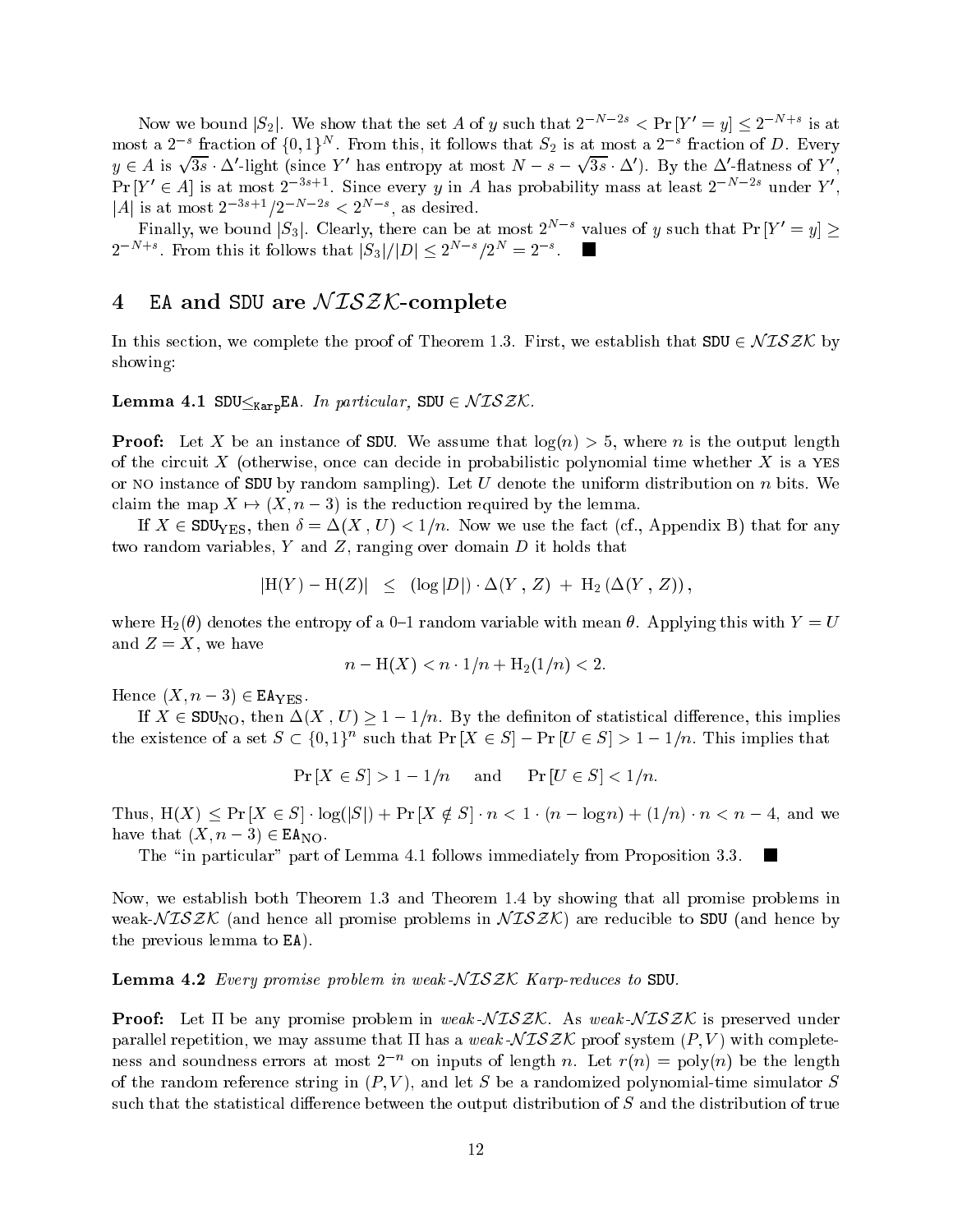Now we bound $|S_2|$. We show that the set $A$ of $y$ such that $2^{-N-2s} < \Pr[Y' = y] \le 2^{-N+s}$ is at most a $2^{-s}$ fraction of $\{0,1\}^N$. From this, it follows that $S_2$ is at most a $2^{-s}$ fraction of $D$. Every $y \in A$ is $\sqrt{3s} \cdot \Delta'$-light (since $Y'$ has entropy at most $N - s - \sqrt{3s} \cdot \Delta'$). By the $\Delta'$-flatness of $Y'$, $\Pr[Y' \in A]$ is at most $2^{-3s+1}$. Since every $y$ in $A$ has probability mass at least $2^{-N-2s}$ under $Y'$, $|A|$ is at most $2^{-3s+1}/2^{-N-2s} < 2^{N-s}$, as desired.

Finally, we bound $|S_3|$. Clearly, there can be at most $2^{N-s}$ values of $y$ such that $\Pr[Y' = y] \ge 2^{-N+s}$. From this it follows that $|S_3|/|D| \le 2^{N-s}/2^N = 2^{-s}$. ■

# 4 EA and SDU are $\mathcal{NISZK}$-complete

In this section, we complete the proof of Theorem 1.3. First, we establish that $\mathtt{SDU} \in \mathcal{NISZK}$ by showing:

**Lemma 4.1** *$\mathtt{SDU} \le_{\mathtt{Karp}} \mathtt{EA}$. In particular, $\mathtt{SDU} \in \mathcal{NISZK}$.*

**Proof:** Let $X$ be an instance of SDU. We assume that $\log(n) > 5$, where $n$ is the output length of the circuit $X$ (otherwise, once can decide in probabilistic polynomial time whether $X$ is a YES or NO instance of SDU by random sampling). Let $U$ denote the uniform distribution on $n$ bits. We claim the map $X \mapsto (X, n-3)$ is the reduction required by the lemma.

If $X \in \mathtt{SDU}_{\mathrm{YES}}$, then $\delta = \Delta(X, U) < 1/n$. Now we use the fact (cf., Appendix B) that for any two random variables, $Y$ and $Z$, ranging over domain $D$ it holds that

$$|\mathrm{H}(Y) - \mathrm{H}(Z)| \le (\log|D|) \cdot \Delta(Y, Z) + \mathrm{H}_2(\Delta(Y, Z)),$$

where $\mathrm{H}_2(\theta)$ denotes the entropy of a 0–1 random variable with mean $\theta$. Applying this with $Y = U$ and $Z = X$, we have

$$n - \mathrm{H}(X) < n \cdot 1/n + \mathrm{H}_2(1/n) < 2.$$

Hence $(X, n-3) \in \mathtt{EA}_{\mathrm{YES}}$.

If $X \in \mathtt{SDU}_{\mathrm{NO}}$, then $\Delta(X, U) \ge 1 - 1/n$. By the definiton of statistical difference, this implies the existence of a set $S \subset \{0,1\}^n$ such that $\Pr[X \in S] - \Pr[U \in S] > 1 - 1/n$. This implies that

$$\Pr[X \in S] > 1 - 1/n \quad \text{and} \quad \Pr[U \in S] < 1/n.$$

Thus, $\mathrm{H}(X) \le \Pr[X \in S] \cdot \log(|S|) + \Pr[X \notin S] \cdot n < 1 \cdot (n - \log n) + (1/n) \cdot n < n - 4$, and we have that $(X, n-3) \in \mathtt{EA}_{\mathrm{NO}}$.

The "in particular" part of Lemma 4.1 follows immediately from Proposition 3.3. ■

Now, we establish both Theorem 1.3 and Theorem 1.4 by showing that all promise problems in weak-$\mathcal{NISZK}$ (and hence all promise problems in $\mathcal{NISZK}$) are reducible to SDU (and hence by the previous lemma to EA).

**Lemma 4.2** *Every promise problem in weak-$\mathcal{NISZK}$ Karp-reduces to SDU.*

**Proof:** Let $\Pi$ be any promise problem in *weak-$\mathcal{NISZK}$*. As *weak-$\mathcal{NISZK}$* is preserved under parallel repetition, we may assume that $\Pi$ has a *weak-$\mathcal{NISZK}$* proof system $(P, V)$ with completeness and soundness errors at most $2^{-n}$ on inputs of length $n$. Let $r(n) = \mathrm{poly}(n)$ be the length of the random reference string in $(P, V)$, and let $S$ be a randomized polynomial-time simulator $S$ such that the statistical difference between the output distribution of $S$ and the distribution of true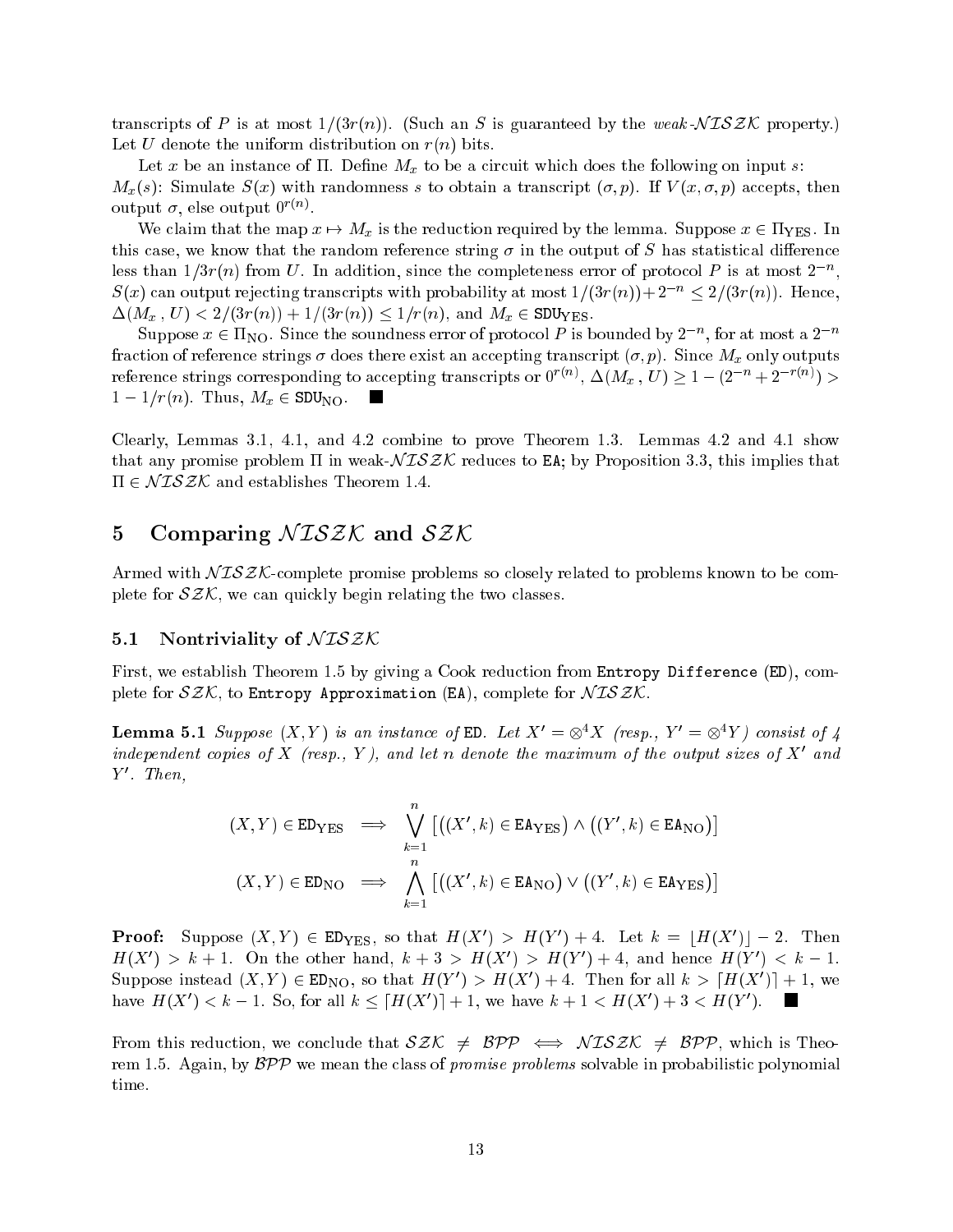transcripts of $P$ is at most $1/(3r(n))$. (Such an $S$ is guaranteed by the *weak-$\mathcal{NISZK}$* property.) Let $U$ denote the uniform distribution on $r(n)$ bits.

Let $x$ be an instance of $\Pi$. Define $M_x$ to be a circuit which does the following on input $s$:
$M_x(s)$: Simulate $S(x)$ with randomness $s$ to obtain a transcript $(\sigma, p)$. If $V(x, \sigma, p)$ accepts, then output $\sigma$, else output $0^{r(n)}$.

We claim that the map $x \mapsto M_x$ is the reduction required by the lemma. Suppose $x \in \Pi_{\mathrm{YES}}$. In this case, we know that the random reference string $\sigma$ in the output of $S$ has statistical difference less than $1/3r(n)$ from $U$. In addition, since the completeness error of protocol $P$ is at most $2^{-n}$, $S(x)$ can output rejecting transcripts with probability at most $1/(3r(n)) + 2^{-n} \leq 2/(3r(n))$. Hence, $\Delta(M_x\,, U) < 2/(3r(n)) + 1/(3r(n)) \leq 1/r(n)$, and $M_x \in \mathtt{SDU}_{\mathrm{YES}}$.

Suppose $x \in \Pi_{\mathrm{NO}}$. Since the soundness error of protocol $P$ is bounded by $2^{-n}$, for at most a $2^{-n}$ fraction of reference strings $\sigma$ does there exist an accepting transcript $(\sigma, p)$. Since $M_x$ only outputs reference strings corresponding to accepting transcripts or $0^{r(n)}$, $\Delta(M_x\,, U) \geq 1 - (2^{-n} + 2^{-r(n)}) > 1 - 1/r(n)$. Thus, $M_x \in \mathtt{SDU}_{\mathrm{NO}}$. ■

Clearly, Lemmas 3.1, 4.1, and 4.2 combine to prove Theorem 1.3. Lemmas 4.2 and 4.1 show that any promise problem $\Pi$ in weak-$\mathcal{NISZK}$ reduces to $\mathtt{EA}$; by Proposition 3.3, this implies that $\Pi \in \mathcal{NISZK}$ and establishes Theorem 1.4.

## 5 Comparing $\mathcal{NISZK}$ and $\mathcal{SZK}$

Armed with $\mathcal{NISZK}$-complete promise problems so closely related to problems known to be complete for $\mathcal{SZK}$, we can quickly begin relating the two classes.

### 5.1 Nontriviality of $\mathcal{NISZK}$

First, we establish Theorem 1.5 by giving a Cook reduction from `Entropy Difference` ($\mathtt{ED}$), complete for $\mathcal{SZK}$, to `Entropy Approximation` ($\mathtt{EA}$), complete for $\mathcal{NISZK}$.

**Lemma 5.1** *Suppose $(X, Y)$ is an instance of $\mathtt{ED}$. Let $X' = \otimes^4 X$ (resp., $Y' = \otimes^4 Y$) consist of 4 independent copies of $X$ (resp., $Y$), and let $n$ denote the maximum of the output sizes of $X'$ and $Y'$. Then,*

$$(X, Y) \in \mathtt{ED}_{\mathrm{YES}} \implies \bigvee_{k=1}^{n} \left[ \left((X', k) \in \mathtt{EA}_{\mathrm{YES}}\right) \wedge \left((Y', k) \in \mathtt{EA}_{\mathrm{NO}}\right) \right]$$

$$(X, Y) \in \mathtt{ED}_{\mathrm{NO}} \implies \bigwedge_{k=1}^{n} \left[ \left((X', k) \in \mathtt{EA}_{\mathrm{NO}}\right) \vee \left((Y', k) \in \mathtt{EA}_{\mathrm{YES}}\right) \right]$$

**Proof:** Suppose $(X, Y) \in \mathtt{ED}_{\mathrm{YES}}$, so that $H(X') > H(Y') + 4$. Let $k = \lfloor H(X') \rfloor - 2$. Then $H(X') > k + 1$. On the other hand, $k + 3 > H(X') > H(Y') + 4$, and hence $H(Y') < k - 1$. Suppose instead $(X, Y) \in \mathtt{ED}_{\mathrm{NO}}$, so that $H(Y') > H(X') + 4$. Then for all $k > \lceil H(X') \rceil + 1$, we have $H(X') < k - 1$. So, for all $k \leq \lceil H(X') \rceil + 1$, we have $k + 1 < H(X') + 3 < H(Y')$. ■

From this reduction, we conclude that $\mathcal{SZK} \neq \mathcal{BPP} \iff \mathcal{NISZK} \neq \mathcal{BPP}$, which is Theorem 1.5. Again, by $\mathcal{BPP}$ we mean the class of *promise problems* solvable in probabilistic polynomial time.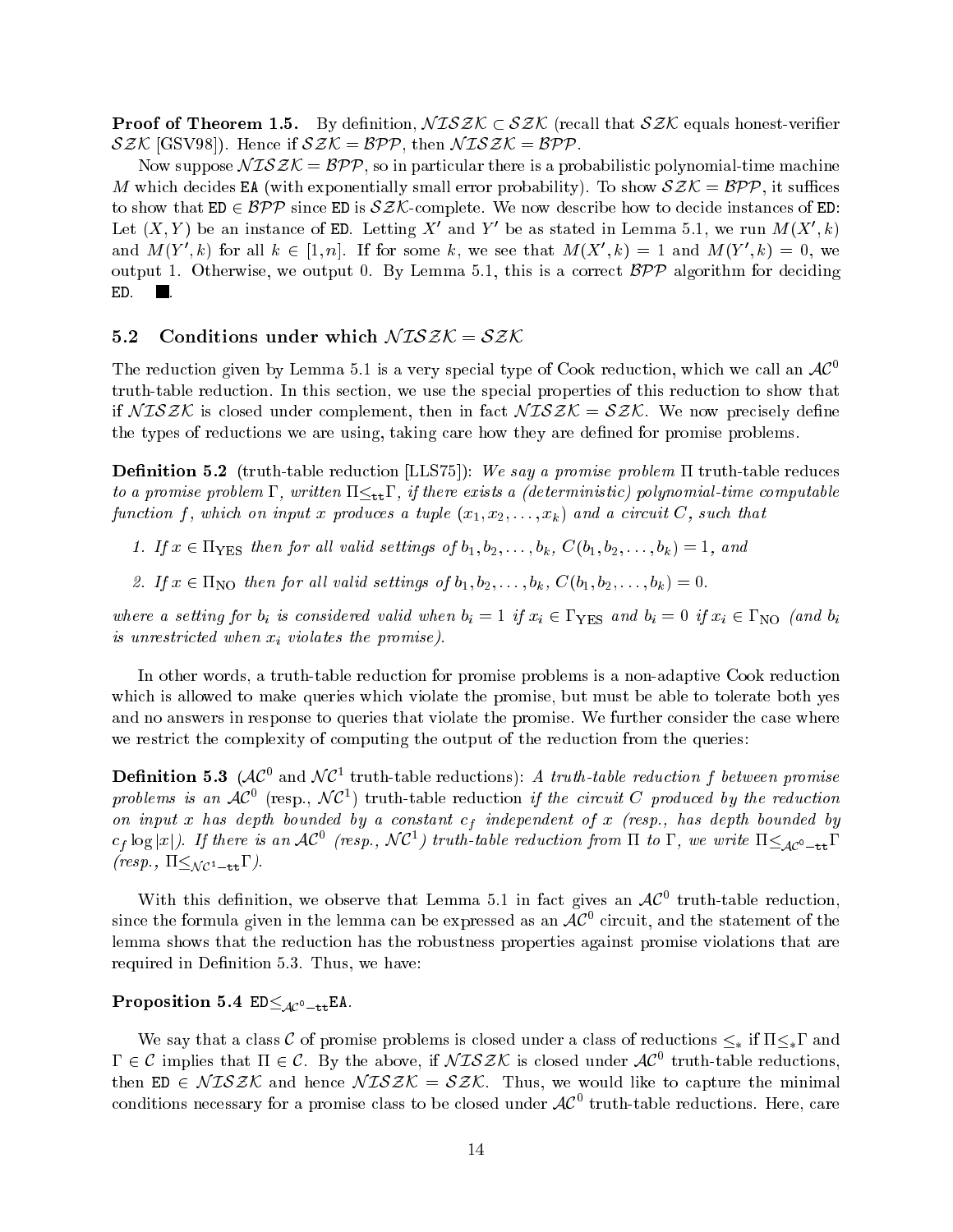**Proof of Theorem 1.5.** By definition, $\mathcal{NISZK} \subset \mathcal{SZK}$ (recall that $\mathcal{SZK}$ equals honest-verifier $\mathcal{SZK}$ [GSV98]). Hence if $\mathcal{SZK} = \mathcal{BPP}$, then $\mathcal{NISZK} = \mathcal{BPP}$.

Now suppose $\mathcal{NISZK} = \mathcal{BPP}$, so in particular there is a probabilistic polynomial-time machine $M$ which decides EA (with exponentially small error probability). To show $\mathcal{SZK} = \mathcal{BPP}$, it suffices to show that $\text{ED} \in \mathcal{BPP}$ since ED is $\mathcal{SZK}$-complete. We now describe how to decide instances of ED: Let $(X, Y)$ be an instance of ED. Letting $X'$ and $Y'$ be as stated in Lemma 5.1, we run $M(X', k)$ and $M(Y', k)$ for all $k \in [1, n]$. If for some $k$, we see that $M(X', k) = 1$ and $M(Y', k) = 0$, we output 1. Otherwise, we output 0. By Lemma 5.1, this is a correct $\mathcal{BPP}$ algorithm for deciding ED. ■.

## 5.2 Conditions under which $\mathcal{NISZK} = \mathcal{SZK}$

The reduction given by Lemma 5.1 is a very special type of Cook reduction, which we call an $\mathcal{AC}^0$ truth-table reduction. In this section, we use the special properties of this reduction to show that if $\mathcal{NISZK}$ is closed under complement, then in fact $\mathcal{NISZK} = \mathcal{SZK}$. We now precisely define the types of reductions we are using, taking care how they are defined for promise problems.

**Definition 5.2** (truth-table reduction [LLS75]): *We say a promise problem $\Pi$ truth-table reduces to a promise problem $\Gamma$, written $\Pi \leq_{\text{tt}} \Gamma$, if there exists a (deterministic) polynomial-time computable function $f$, which on input $x$ produces a tuple $(x_1, x_2, \ldots, x_k)$ and a circuit $C$, such that*

1. *If $x \in \Pi_{\text{YES}}$ then for all valid settings of $b_1, b_2, \ldots, b_k$, $C(b_1, b_2, \ldots, b_k) = 1$, and*
2. *If $x \in \Pi_{\text{NO}}$ then for all valid settings of $b_1, b_2, \ldots, b_k$, $C(b_1, b_2, \ldots, b_k) = 0$.*

*where a setting for $b_i$ is considered valid when $b_i = 1$ if $x_i \in \Gamma_{\text{YES}}$ and $b_i = 0$ if $x_i \in \Gamma_{\text{NO}}$ (and $b_i$ is unrestricted when $x_i$ violates the promise).*

In other words, a truth-table reduction for promise problems is a non-adaptive Cook reduction which is allowed to make queries which violate the promise, but must be able to tolerate both yes and no answers in response to queries that violate the promise. We further consider the case where we restrict the complexity of computing the output of the reduction from the queries:

**Definition 5.3** ($\mathcal{AC}^0$ and $\mathcal{NC}^1$ truth-table reductions): *A truth-table reduction $f$ between promise problems is an $\mathcal{AC}^0$ (resp., $\mathcal{NC}^1$) truth-table reduction if the circuit $C$ produced by the reduction on input $x$ has depth bounded by a constant $c_f$ independent of $x$ (resp., has depth bounded by $c_f \log |x|$). If there is an $\mathcal{AC}^0$ (resp., $\mathcal{NC}^1$) truth-table reduction from $\Pi$ to $\Gamma$, we write $\Pi \leq_{\mathcal{AC}^0-\text{tt}} \Gamma$ (resp., $\Pi \leq_{\mathcal{NC}^1-\text{tt}} \Gamma$).*

With this definition, we observe that Lemma 5.1 in fact gives an $\mathcal{AC}^0$ truth-table reduction, since the formula given in the lemma can be expressed as an $\mathcal{AC}^0$ circuit, and the statement of the lemma shows that the reduction has the robustness properties against promise violations that are required in Definition 5.3. Thus, we have:

**Proposition 5.4** $\text{ED} \leq_{\mathcal{AC}^0-\text{tt}} \text{EA}$.

We say that a class $\mathcal{C}$ of promise problems is closed under a class of reductions $\leq_*$ if $\Pi \leq_* \Gamma$ and $\Gamma \in \mathcal{C}$ implies that $\Pi \in \mathcal{C}$. By the above, if $\mathcal{NISZK}$ is closed under $\mathcal{AC}^0$ truth-table reductions, then $\text{ED} \in \mathcal{NISZK}$ and hence $\mathcal{NISZK} = \mathcal{SZK}$. Thus, we would like to capture the minimal conditions necessary for a promise class to be closed under $\mathcal{AC}^0$ truth-table reductions. Here, care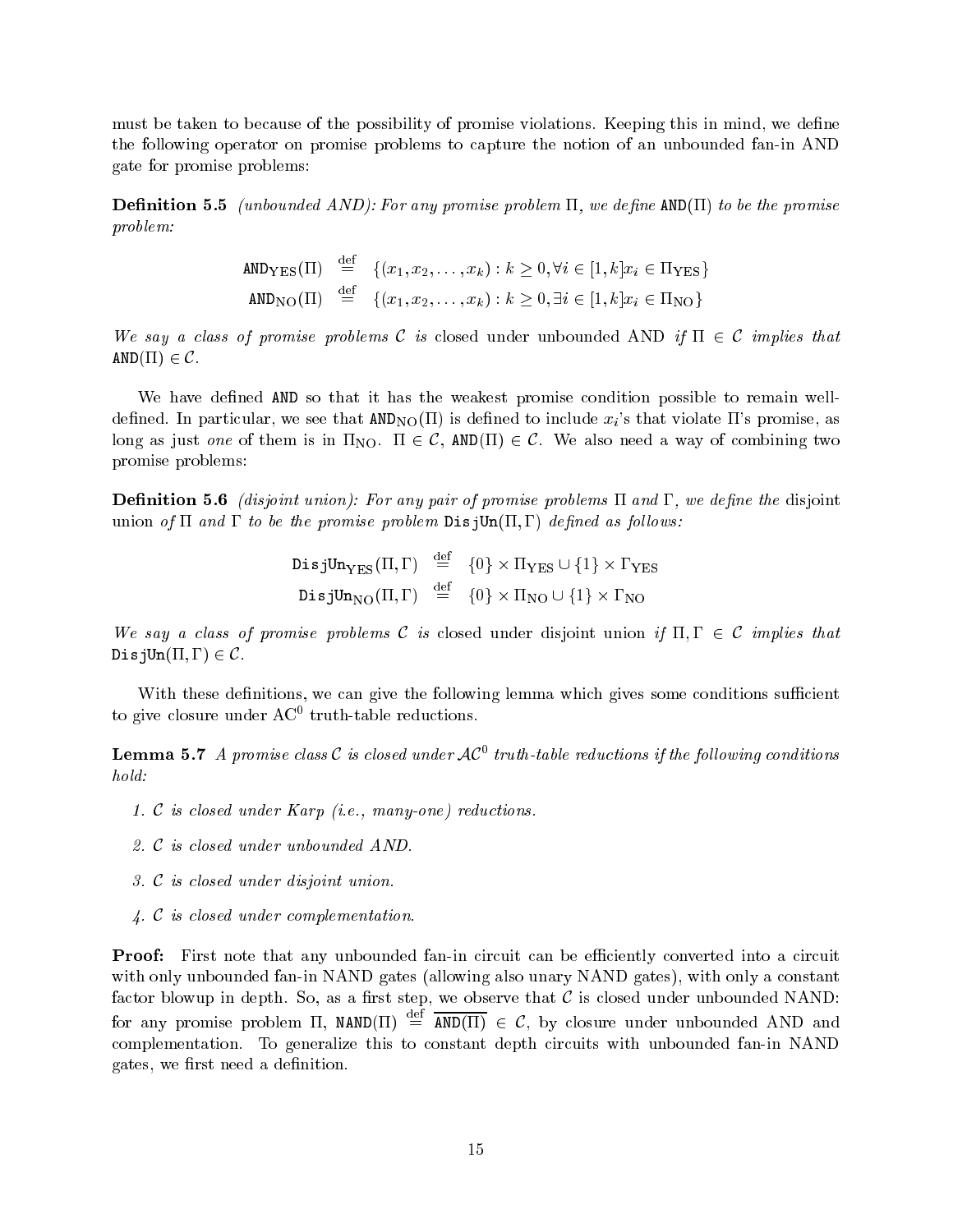must be taken to because of the possibility of promise violations. Keeping this in mind, we define the following operator on promise problems to capture the notion of an unbounded fan-in AND gate for promise problems:

**Definition 5.5** *(unbounded AND): For any promise problem* $\Pi$*, we define* $\mathtt{AND}(\Pi)$ *to be the promise problem:*

$$\mathtt{AND}_{\mathrm{YES}}(\Pi) \stackrel{\mathrm{def}}{=} \{(x_1, x_2, \ldots, x_k) : k \geq 0, \forall i \in [1,k] x_i \in \Pi_{\mathrm{YES}}\}$$
$$\mathtt{AND}_{\mathrm{NO}}(\Pi) \stackrel{\mathrm{def}}{=} \{(x_1, x_2, \ldots, x_k) : k \geq 0, \exists i \in [1,k] x_i \in \Pi_{\mathrm{NO}}\}$$

*We say a class of promise problems* $\mathcal{C}$ *is* closed under unbounded AND *if* $\Pi \in \mathcal{C}$ *implies that* $\mathtt{AND}(\Pi) \in \mathcal{C}$*.*

We have defined $\mathtt{AND}$ so that it has the weakest promise condition possible to remain well-defined. In particular, we see that $\mathtt{AND}_{\mathrm{NO}}(\Pi)$ is defined to include $x_i$'s that violate $\Pi$'s promise, as long as just *one* of them is in $\Pi_{\mathrm{NO}}$. $\Pi \in \mathcal{C}$, $\mathtt{AND}(\Pi) \in \mathcal{C}$. We also need a way of combining two promise problems:

**Definition 5.6** *(disjoint union): For any pair of promise problems* $\Pi$ *and* $\Gamma$*, we define the* disjoint union *of* $\Pi$ *and* $\Gamma$ *to be the promise problem* $\mathtt{DisjUn}(\Pi, \Gamma)$ *defined as follows:*

$$\mathtt{DisjUn}_{\mathrm{YES}}(\Pi, \Gamma) \stackrel{\mathrm{def}}{=} \{0\} \times \Pi_{\mathrm{YES}} \cup \{1\} \times \Gamma_{\mathrm{YES}}$$
$$\mathtt{DisjUn}_{\mathrm{NO}}(\Pi, \Gamma) \stackrel{\mathrm{def}}{=} \{0\} \times \Pi_{\mathrm{NO}} \cup \{1\} \times \Gamma_{\mathrm{NO}}$$

*We say a class of promise problems* $\mathcal{C}$ *is* closed under disjoint union *if* $\Pi, \Gamma \in \mathcal{C}$ *implies that* $\mathtt{DisjUn}(\Pi, \Gamma) \in \mathcal{C}$*.*

With these definitions, we can give the following lemma which gives some conditions sufficient to give closure under $\mathrm{AC}^0$ truth-table reductions.

**Lemma 5.7** *A promise class* $\mathcal{C}$ *is closed under* $\mathcal{AC}^0$ *truth-table reductions if the following conditions hold:*

1. *$\mathcal{C}$ is closed under Karp (i.e., many-one) reductions.*
2. *$\mathcal{C}$ is closed under unbounded AND.*
3. *$\mathcal{C}$ is closed under disjoint union.*
4. *$\mathcal{C}$ is closed under complementation.*

**Proof:** First note that any unbounded fan-in circuit can be efficiently converted into a circuit with only unbounded fan-in NAND gates (allowing also unary NAND gates), with only a constant factor blowup in depth. So, as a first step, we observe that $\mathcal{C}$ is closed under unbounded NAND: for any promise problem $\Pi$, $\mathtt{NAND}(\Pi) \stackrel{\mathrm{def}}{=} \overline{\mathtt{AND}(\Pi)} \in \mathcal{C}$, by closure under unbounded AND and complementation. To generalize this to constant depth circuits with unbounded fan-in NAND gates, we first need a definition.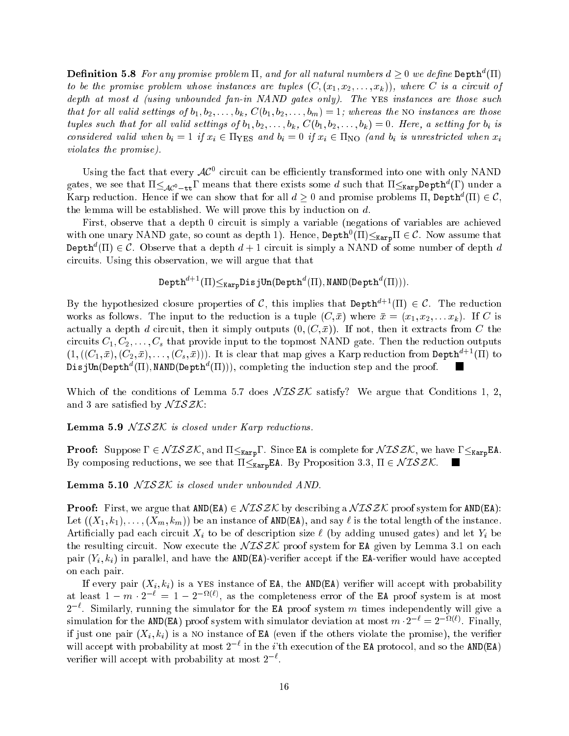**Definition 5.8** *For any promise problem $\Pi$, and for all natural numbers $d \geq 0$ we define $\mathtt{Depth}^d(\Pi)$ to be the promise problem whose instances are tuples $(C, (x_1, x_2, \ldots, x_k))$, where $C$ is a circuit of depth at most $d$ (using unbounded fan-in NAND gates only). The* YES *instances are those such that for all valid settings of $b_1, b_2, \ldots, b_k$, $C(b_1, b_2, \ldots, b_m) = 1$; whereas the* NO *instances are those tuples such that for all valid settings of $b_1, b_2, \ldots, b_k$, $C(b_1, b_2, \ldots, b_k) = 0$. Here, a setting for $b_i$ is considered valid when $b_i = 1$ if $x_i \in \Pi_{\mathrm{YES}}$ and $b_i = 0$ if $x_i \in \Pi_{\mathrm{NO}}$ (and $b_i$ is unrestricted when $x_i$ violates the promise).*

Using the fact that every $\mathcal{AC}^0$ circuit can be efficiently transformed into one with only NAND gates, we see that $\Pi \leq_{\mathcal{AC}^0-\mathtt{tt}} \Gamma$ means that there exists some $d$ such that $\Pi \leq_{\mathtt{Karp}} \mathtt{Depth}^d(\Gamma)$ under a Karp reduction. Hence if we can show that for all $d \geq 0$ and promise problems $\Pi$, $\mathtt{Depth}^d(\Pi) \in \mathcal{C}$, the lemma will be established. We will prove this by induction on $d$.

First, observe that a depth 0 circuit is simply a variable (negations of variables are achieved with one unary NAND gate, so count as depth 1). Hence, $\mathtt{Depth}^0(\Pi) \leq_{\mathtt{Karp}} \Pi \in \mathcal{C}$. Now assume that $\mathtt{Depth}^d(\Pi) \in \mathcal{C}$. Observe that a depth $d+1$ circuit is simply a NAND of some number of depth $d$ circuits. Using this observation, we will argue that that

$$\mathtt{Depth}^{d+1}(\Pi) \leq_{\mathtt{Karp}} \mathtt{DisjUn}(\mathtt{Depth}^d(\Pi), \mathtt{NAND}(\mathtt{Depth}^d(\Pi))).$$

By the hypothesized closure properties of $\mathcal{C}$, this implies that $\mathtt{Depth}^{d+1}(\Pi) \in \mathcal{C}$. The reduction works as follows. The input to the reduction is a tuple $(C, \bar{x})$ where $\bar{x} = (x_1, x_2, \ldots x_k)$. If $C$ is actually a depth $d$ circuit, then it simply outputs $(0, (C, \bar{x}))$. If not, then it extracts from $C$ the circuits $C_1, C_2, \ldots, C_s$ that provide input to the topmost NAND gate. Then the reduction outputs $(1, ((C_1, \bar{x}), (C_2, \bar{x}), \ldots, (C_s, \bar{x})))$. It is clear that map gives a Karp reduction from $\mathtt{Depth}^{d+1}(\Pi)$ to $\mathtt{DisjUn}(\mathtt{Depth}^d(\Pi), \mathtt{NAND}(\mathtt{Depth}^d(\Pi)))$, completing the induction step and the proof. ■

Which of the conditions of Lemma 5.7 does $\mathcal{NISZK}$ satisfy? We argue that Conditions 1, 2, and 3 are satisfied by $\mathcal{NISZK}$:

**Lemma 5.9** *$\mathcal{NISZK}$ is closed under Karp reductions.*

**Proof:** Suppose $\Gamma \in \mathcal{NISZK}$, and $\Pi \leq_{\mathtt{Karp}} \Gamma$. Since $\mathtt{EA}$ is complete for $\mathcal{NISZK}$, we have $\Gamma \leq_{\mathtt{Karp}} \mathtt{EA}$. By composing reductions, we see that $\Pi \leq_{\mathtt{Karp}} \mathtt{EA}$. By Proposition 3.3, $\Pi \in \mathcal{NISZK}$. ■

**Lemma 5.10** *$\mathcal{NISZK}$ is closed under unbounded AND.*

**Proof:** First, we argue that $\mathtt{AND}(\mathtt{EA}) \in \mathcal{NISZK}$ by describing a $\mathcal{NISZK}$ proof system for $\mathtt{AND}(\mathtt{EA})$: Let $((X_1, k_1), \ldots, (X_m, k_m))$ be an instance of $\mathtt{AND}(\mathtt{EA})$, and say $\ell$ is the total length of the instance. Artificially pad each circuit $X_i$ to be of description size $\ell$ (by adding unused gates) and let $Y_i$ be the resulting circuit. Now execute the $\mathcal{NISZK}$ proof system for $\mathtt{EA}$ given by Lemma 3.1 on each pair $(Y_i, k_i)$ in parallel, and have the $\mathtt{AND}(\mathtt{EA})$-verifier accept if the $\mathtt{EA}$-verifier would have accepted on each pair.

If every pair $(X_i, k_i)$ is a YES instance of $\mathtt{EA}$, the $\mathtt{AND}(\mathtt{EA})$ verifier will accept with probability at least $1 - m \cdot 2^{-\ell} = 1 - 2^{-\Omega(\ell)}$, as the completeness error of the $\mathtt{EA}$ proof system is at most $2^{-\ell}$. Similarly, running the simulator for the $\mathtt{EA}$ proof system $m$ times independently will give a simulation for the $\mathtt{AND}(\mathtt{EA})$ proof system with simulator deviation at most $m \cdot 2^{-\ell} = 2^{-\Omega(\ell)}$. Finally, if just one pair $(X_i, k_i)$ is a NO instance of $\mathtt{EA}$ (even if the others violate the promise), the verifier will accept with probability at most $2^{-\ell}$ in the $i$'th execution of the $\mathtt{EA}$ protocol, and so the $\mathtt{AND}(\mathtt{EA})$ verifier will accept with probability at most $2^{-\ell}$.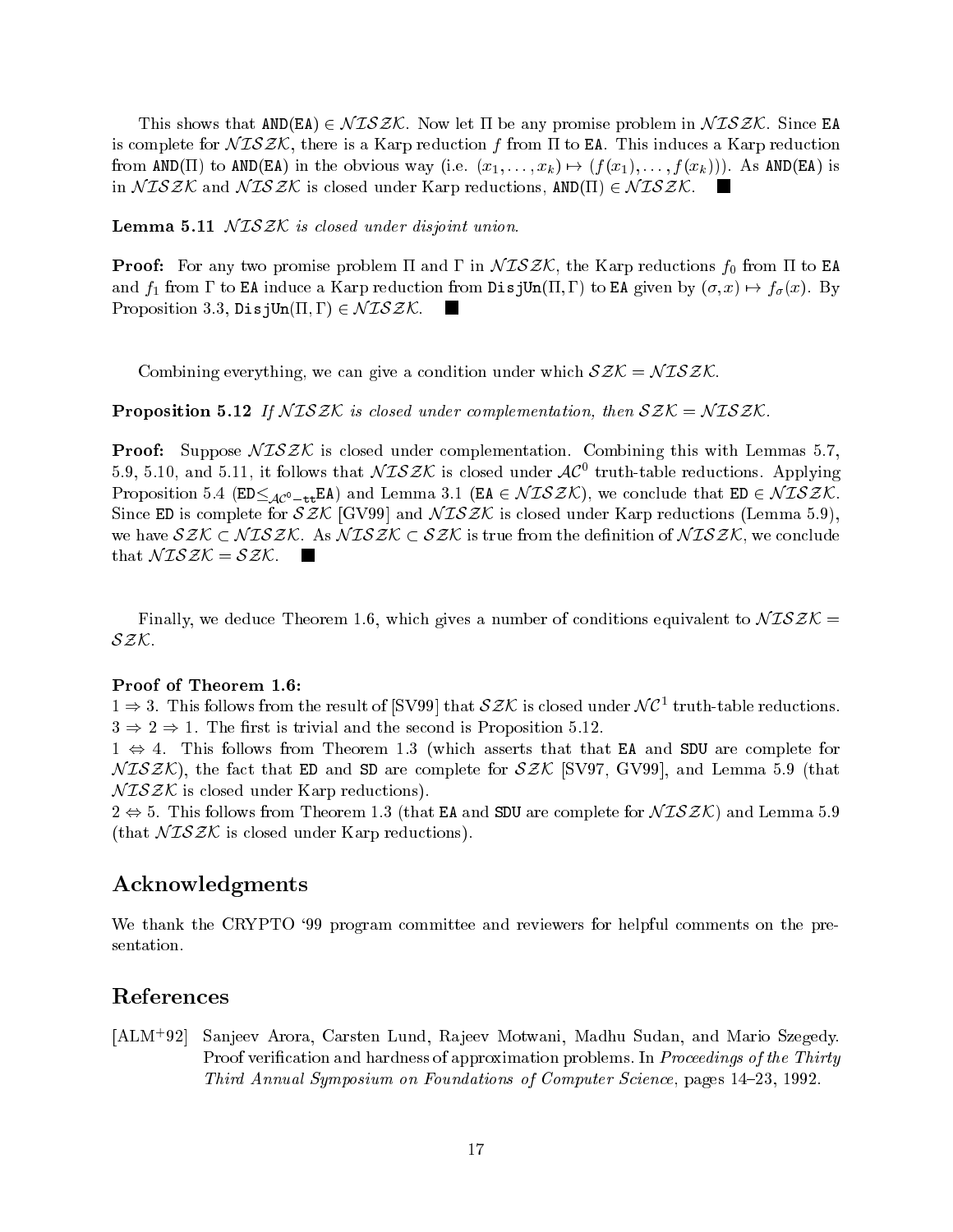This shows that $\texttt{AND(EA)} \in \mathcal{NISZK}$. Now let $\Pi$ be any promise problem in $\mathcal{NISZK}$. Since EA is complete for $\mathcal{NISZK}$, there is a Karp reduction $f$ from $\Pi$ to EA. This induces a Karp reduction from $\texttt{AND}(\Pi)$ to AND(EA) in the obvious way (i.e. $(x_1, \ldots, x_k) \mapsto (f(x_1), \ldots, f(x_k))$). As AND(EA) is in $\mathcal{NISZK}$ and $\mathcal{NISZK}$ is closed under Karp reductions, $\texttt{AND}(\Pi) \in \mathcal{NISZK}$. ■

**Lemma 5.11** *$\mathcal{NISZK}$ is closed under disjoint union.*

**Proof:** For any two promise problem $\Pi$ and $\Gamma$ in $\mathcal{NISZK}$, the Karp reductions $f_0$ from $\Pi$ to EA and $f_1$ from $\Gamma$ to EA induce a Karp reduction from $\texttt{DisjUn}(\Pi, \Gamma)$ to EA given by $(\sigma, x) \mapsto f_\sigma(x)$. By Proposition 3.3, $\texttt{DisjUn}(\Pi, \Gamma) \in \mathcal{NISZK}$. ■

Combining everything, we can give a condition under which $\mathcal{SZK} = \mathcal{NISZK}$.

**Proposition 5.12** *If $\mathcal{NISZK}$ is closed under complementation, then $\mathcal{SZK} = \mathcal{NISZK}$.*

**Proof:** Suppose $\mathcal{NISZK}$ is closed under complementation. Combining this with Lemmas 5.7, 5.9, 5.10, and 5.11, it follows that $\mathcal{NISZK}$ is closed under $\mathcal{AC}^0$ truth-table reductions. Applying Proposition 5.4 ($\texttt{ED} \leq_{\mathcal{AC}^0\text{-tt}} \texttt{EA}$) and Lemma 3.1 ($\texttt{EA} \in \mathcal{NISZK}$), we conclude that $\texttt{ED} \in \mathcal{NISZK}$. Since ED is complete for $\mathcal{SZK}$ [GV99] and $\mathcal{NISZK}$ is closed under Karp reductions (Lemma 5.9), we have $\mathcal{SZK} \subset \mathcal{NISZK}$. As $\mathcal{NISZK} \subset \mathcal{SZK}$ is true from the definition of $\mathcal{NISZK}$, we conclude that $\mathcal{NISZK} = \mathcal{SZK}$. ■

Finally, we deduce Theorem 1.6, which gives a number of conditions equivalent to $\mathcal{NISZK} = \mathcal{SZK}$.

**Proof of Theorem 1.6:**
$1 \Rightarrow 3$. This follows from the result of [SV99] that $\mathcal{SZK}$ is closed under $\mathcal{NC}^1$ truth-table reductions.
$3 \Rightarrow 2 \Rightarrow 1$. The first is trivial and the second is Proposition 5.12.
$1 \Leftrightarrow 4$. This follows from Theorem 1.3 (which asserts that that EA and SDU are complete for $\mathcal{NISZK}$), the fact that ED and SD are complete for $\mathcal{SZK}$ [SV97, GV99], and Lemma 5.9 (that $\mathcal{NISZK}$ is closed under Karp reductions).
$2 \Leftrightarrow 5$. This follows from Theorem 1.3 (that EA and SDU are complete for $\mathcal{NISZK}$) and Lemma 5.9 (that $\mathcal{NISZK}$ is closed under Karp reductions).

## Acknowledgments

We thank the CRYPTO '99 program committee and reviewers for helpful comments on the presentation.

## References

[ALM+92] Sanjeev Arora, Carsten Lund, Rajeev Motwani, Madhu Sudan, and Mario Szegedy. Proof verification and hardness of approximation problems. In *Proceedings of the Thirty Third Annual Symposium on Foundations of Computer Science*, pages 14–23, 1992.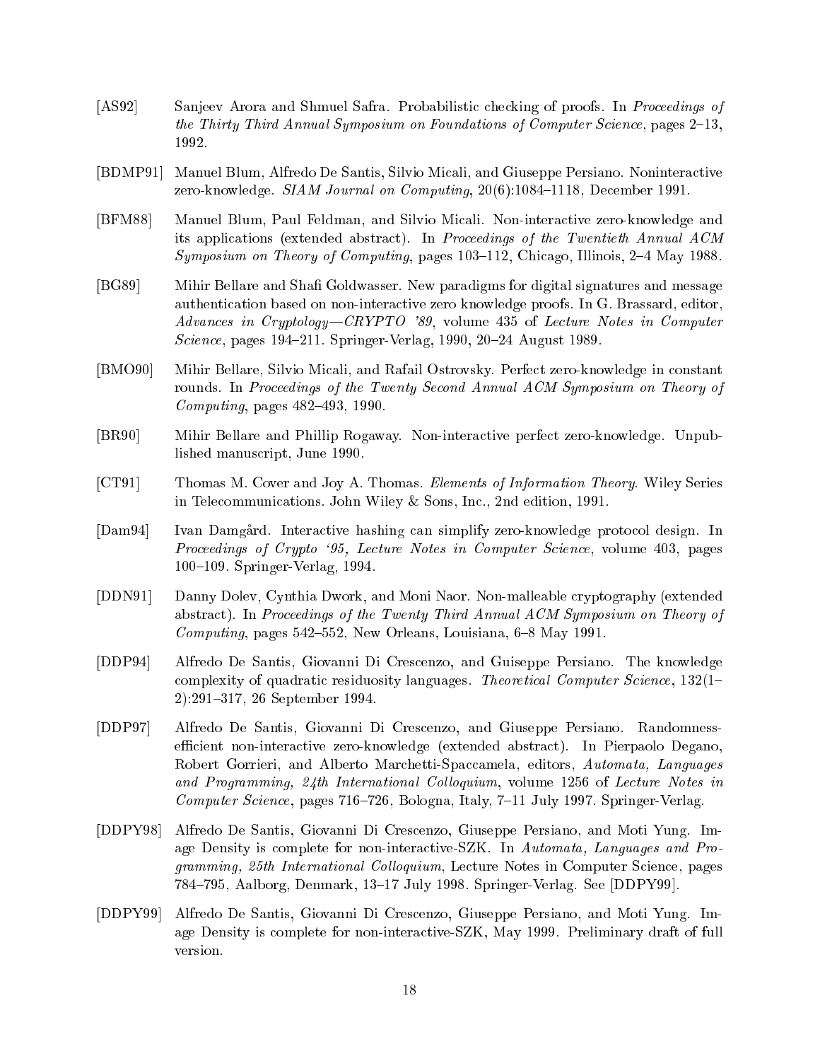[AS92] Sanjeev Arora and Shmuel Safra. Probabilistic checking of proofs. In *Proceedings of the Thirty Third Annual Symposium on Foundations of Computer Science*, pages 2–13, 1992.

[BDMP91] Manuel Blum, Alfredo De Santis, Silvio Micali, and Giuseppe Persiano. Noninteractive zero-knowledge. *SIAM Journal on Computing*, 20(6):1084–1118, December 1991.

[BFM88] Manuel Blum, Paul Feldman, and Silvio Micali. Non-interactive zero-knowledge and its applications (extended abstract). In *Proceedings of the Twentieth Annual ACM Symposium on Theory of Computing*, pages 103–112, Chicago, Illinois, 2–4 May 1988.

[BG89] Mihir Bellare and Shafi Goldwasser. New paradigms for digital signatures and message authentication based on non-interactive zero knowledge proofs. In G. Brassard, editor, *Advances in Cryptology—CRYPTO '89*, volume 435 of *Lecture Notes in Computer Science*, pages 194–211. Springer-Verlag, 1990, 20–24 August 1989.

[BMO90] Mihir Bellare, Silvio Micali, and Rafail Ostrovsky. Perfect zero-knowledge in constant rounds. In *Proceedings of the Twenty Second Annual ACM Symposium on Theory of Computing*, pages 482–493, 1990.

[BR90] Mihir Bellare and Phillip Rogaway. Non-interactive perfect zero-knowledge. Unpublished manuscript, June 1990.

[CT91] Thomas M. Cover and Joy A. Thomas. *Elements of Information Theory*. Wiley Series in Telecommunications. John Wiley & Sons, Inc., 2nd edition, 1991.

[Dam94] Ivan Damgård. Interactive hashing can simplify zero-knowledge protocol design. In *Proceedings of Crypto '95, Lecture Notes in Computer Science*, volume 403, pages 100–109. Springer-Verlag, 1994.

[DDN91] Danny Dolev, Cynthia Dwork, and Moni Naor. Non-malleable cryptography (extended abstract). In *Proceedings of the Twenty Third Annual ACM Symposium on Theory of Computing*, pages 542–552, New Orleans, Louisiana, 6–8 May 1991.

[DDP94] Alfredo De Santis, Giovanni Di Crescenzo, and Guiseppe Persiano. The knowledge complexity of quadratic residuosity languages. *Theoretical Computer Science*, 132(1–2):291–317, 26 September 1994.

[DDP97] Alfredo De Santis, Giovanni Di Crescenzo, and Giuseppe Persiano. Randomness-efficient non-interactive zero-knowledge (extended abstract). In Pierpaolo Degano, Robert Gorrieri, and Alberto Marchetti-Spaccamela, editors, *Automata, Languages and Programming, 24th International Colloquium*, volume 1256 of *Lecture Notes in Computer Science*, pages 716–726, Bologna, Italy, 7–11 July 1997. Springer-Verlag.

[DDPY98] Alfredo De Santis, Giovanni Di Crescenzo, Giuseppe Persiano, and Moti Yung. Image Density is complete for non-interactive-SZK. In *Automata, Languages and Programming, 25th International Colloquium*, Lecture Notes in Computer Science, pages 784–795, Aalborg, Denmark, 13–17 July 1998. Springer-Verlag. See [DDPY99].

[DDPY99] Alfredo De Santis, Giovanni Di Crescenzo, Giuseppe Persiano, and Moti Yung. Image Density is complete for non-interactive-SZK, May 1999. Preliminary draft of full version.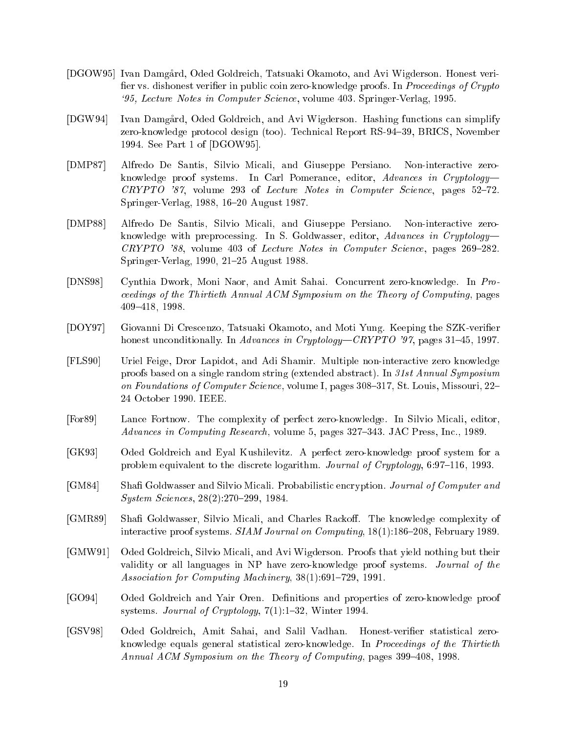[DGOW95] Ivan Damgård, Oded Goldreich, Tatsuaki Okamoto, and Avi Wigderson. Honest verifier vs. dishonest verifier in public coin zero-knowledge proofs. In *Proceedings of Crypto '95, Lecture Notes in Computer Science*, volume 403. Springer-Verlag, 1995.

[DGW94] Ivan Damgård, Oded Goldreich, and Avi Wigderson. Hashing functions can simplify zero-knowledge protocol design (too). Technical Report RS-94–39, BRICS, November 1994. See Part 1 of [DGOW95].

[DMP87] Alfredo De Santis, Silvio Micali, and Giuseppe Persiano. Non-interactive zero-knowledge proof systems. In Carl Pomerance, editor, *Advances in Cryptology—CRYPTO '87*, volume 293 of *Lecture Notes in Computer Science*, pages 52–72. Springer-Verlag, 1988, 16–20 August 1987.

[DMP88] Alfredo De Santis, Silvio Micali, and Giuseppe Persiano. Non-interactive zero-knowledge with preprocessing. In S. Goldwasser, editor, *Advances in Cryptology—CRYPTO '88*, volume 403 of *Lecture Notes in Computer Science*, pages 269–282. Springer-Verlag, 1990, 21–25 August 1988.

[DNS98] Cynthia Dwork, Moni Naor, and Amit Sahai. Concurrent zero-knowledge. In *Proceedings of the Thirtieth Annual ACM Symposium on the Theory of Computing*, pages 409–418, 1998.

[DOY97] Giovanni Di Crescenzo, Tatsuaki Okamoto, and Moti Yung. Keeping the SZK-verifier honest unconditionally. In *Advances in Cryptology—CRYPTO '97*, pages 31–45, 1997.

[FLS90] Uriel Feige, Dror Lapidot, and Adi Shamir. Multiple non-interactive zero knowledge proofs based on a single random string (extended abstract). In *31st Annual Symposium on Foundations of Computer Science*, volume I, pages 308–317, St. Louis, Missouri, 22–24 October 1990. IEEE.

[For89] Lance Fortnow. The complexity of perfect zero-knowledge. In Silvio Micali, editor, *Advances in Computing Research*, volume 5, pages 327–343. JAC Press, Inc., 1989.

[GK93] Oded Goldreich and Eyal Kushilevitz. A perfect zero-knowledge proof system for a problem equivalent to the discrete logarithm. *Journal of Cryptology*, 6:97–116, 1993.

[GM84] Shafi Goldwasser and Silvio Micali. Probabilistic encryption. *Journal of Computer and System Sciences*, 28(2):270–299, 1984.

[GMR89] Shafi Goldwasser, Silvio Micali, and Charles Rackoff. The knowledge complexity of interactive proof systems. *SIAM Journal on Computing*, 18(1):186–208, February 1989.

[GMW91] Oded Goldreich, Silvio Micali, and Avi Wigderson. Proofs that yield nothing but their validity or all languages in NP have zero-knowledge proof systems. *Journal of the Association for Computing Machinery*, 38(1):691–729, 1991.

[GO94] Oded Goldreich and Yair Oren. Definitions and properties of zero-knowledge proof systems. *Journal of Cryptology*, 7(1):1–32, Winter 1994.

[GSV98] Oded Goldreich, Amit Sahai, and Salil Vadhan. Honest-verifier statistical zero-knowledge equals general statistical zero-knowledge. In *Proceedings of the Thirtieth Annual ACM Symposium on the Theory of Computing*, pages 399–408, 1998.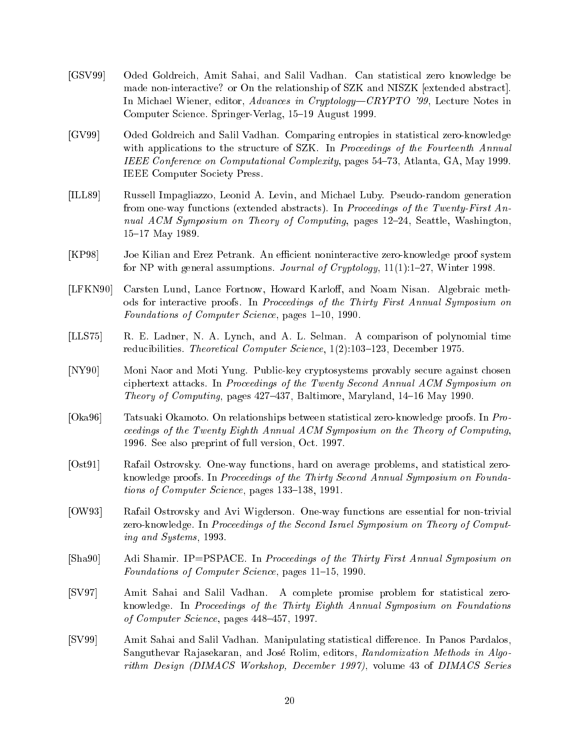[GSV99] Oded Goldreich, Amit Sahai, and Salil Vadhan. Can statistical zero knowledge be made non-interactive? or On the relationship of SZK and NISZK [extended abstract]. In Michael Wiener, editor, *Advances in Cryptology—CRYPTO '99*, Lecture Notes in Computer Science. Springer-Verlag, 15–19 August 1999.

[GV99] Oded Goldreich and Salil Vadhan. Comparing entropies in statistical zero-knowledge with applications to the structure of SZK. In *Proceedings of the Fourteenth Annual IEEE Conference on Computational Complexity*, pages 54–73, Atlanta, GA, May 1999. IEEE Computer Society Press.

[ILL89] Russell Impagliazzo, Leonid A. Levin, and Michael Luby. Pseudo-random generation from one-way functions (extended abstracts). In *Proceedings of the Twenty-First Annual ACM Symposium on Theory of Computing*, pages 12–24, Seattle, Washington, 15–17 May 1989.

[KP98] Joe Kilian and Erez Petrank. An efficient noninteractive zero-knowledge proof system for NP with general assumptions. *Journal of Cryptology*, 11(1):1–27, Winter 1998.

[LFKN90] Carsten Lund, Lance Fortnow, Howard Karloff, and Noam Nisan. Algebraic methods for interactive proofs. In *Proceedings of the Thirty First Annual Symposium on Foundations of Computer Science*, pages 1–10, 1990.

[LLS75] R. E. Ladner, N. A. Lynch, and A. L. Selman. A comparison of polynomial time reducibilities. *Theoretical Computer Science*, 1(2):103–123, December 1975.

[NY90] Moni Naor and Moti Yung. Public-key cryptosystems provably secure against chosen ciphertext attacks. In *Proceedings of the Twenty Second Annual ACM Symposium on Theory of Computing*, pages 427–437, Baltimore, Maryland, 14–16 May 1990.

[Oka96] Tatsuaki Okamoto. On relationships between statistical zero-knowledge proofs. In *Proceedings of the Twenty Eighth Annual ACM Symposium on the Theory of Computing*, 1996. See also preprint of full version, Oct. 1997.

[Ost91] Rafail Ostrovsky. One-way functions, hard on average problems, and statistical zero-knowledge proofs. In *Proceedings of the Thirty Second Annual Symposium on Foundations of Computer Science*, pages 133–138, 1991.

[OW93] Rafail Ostrovsky and Avi Wigderson. One-way functions are essential for non-trivial zero-knowledge. In *Proceedings of the Second Israel Symposium on Theory of Computing and Systems*, 1993.

[Sha90] Adi Shamir. IP=PSPACE. In *Proceedings of the Thirty First Annual Symposium on Foundations of Computer Science*, pages 11–15, 1990.

[SV97] Amit Sahai and Salil Vadhan. A complete promise problem for statistical zero-knowledge. In *Proceedings of the Thirty Eighth Annual Symposium on Foundations of Computer Science*, pages 448–457, 1997.

[SV99] Amit Sahai and Salil Vadhan. Manipulating statistical difference. In Panos Pardalos, Sanguthevar Rajasekaran, and José Rolim, editors, *Randomization Methods in Algorithm Design (DIMACS Workshop, December 1997)*, volume 43 of *DIMACS Series*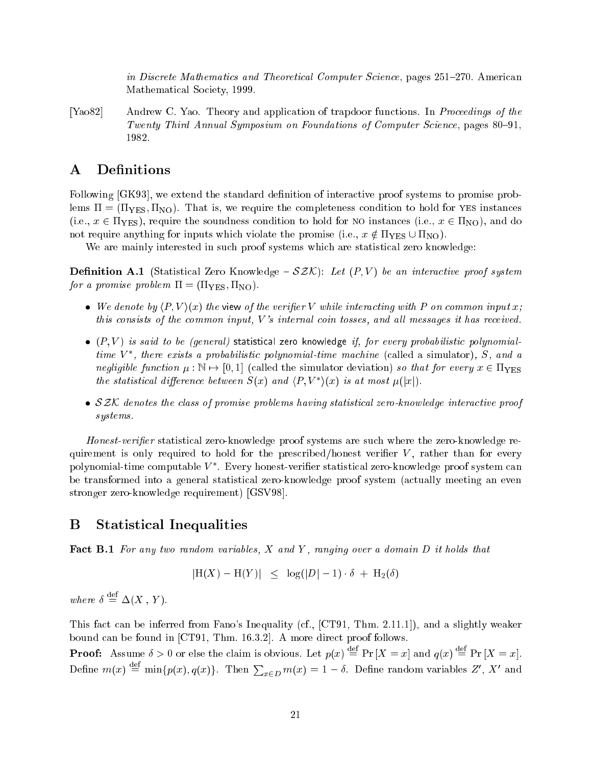in *Discrete Mathematics and Theoretical Computer Science*, pages 251–270. American Mathematical Society, 1999.

[Yao82] Andrew C. Yao. Theory and application of trapdoor functions. In *Proceedings of the Twenty Third Annual Symposium on Foundations of Computer Science*, pages 80–91, 1982.

# A Definitions

Following [GK93], we extend the standard definition of interactive proof systems to promise problems $\Pi = (\Pi_{\rm YES}, \Pi_{\rm NO})$. That is, we require the completeness condition to hold for YES instances (i.e., $x \in \Pi_{\rm YES}$), require the soundness condition to hold for NO instances (i.e., $x \in \Pi_{\rm NO}$), and do not require anything for inputs which violate the promise (i.e., $x \notin \Pi_{\rm YES} \cup \Pi_{\rm NO}$).

We are mainly interested in such proof systems which are statistical zero knowledge:

**Definition A.1** (Statistical Zero Knowledge – $\mathcal{SZK}$): *Let $(P, V)$ be an interactive proof system for a promise problem $\Pi = (\Pi_{\rm YES}, \Pi_{\rm NO})$.*

- *We denote by $\langle P, V\rangle(x)$ the* view *of the verifier $V$ while interacting with $P$ on common input $x$; this consists of the common input, $V$'s internal coin tosses, and all messages it has received.*
- *$(P, V)$ is said to be (general)* statistical zero knowledge *if, for every probabilistic polynomial-time $V^*$, there exists a probabilistic polynomial-time machine* (called a simulator), *$S$, and a negligible function $\mu : \mathbb{N} \mapsto [0, 1]$* (called the simulator deviation) *so that for every $x \in \Pi_{\rm YES}$ the statistical difference between $S(x)$ and $\langle P, V^*\rangle(x)$ is at most $\mu(|x|)$.*
- *$\mathcal{SZK}$ denotes the class of promise problems having statistical zero-knowledge interactive proof systems.*

*Honest-verifier* statistical zero-knowledge proof systems are such where the zero-knowledge requirement is only required to hold for the prescribed/honest verifier $V$, rather than for every polynomial-time computable $V^*$. Every honest-verifier statistical zero-knowledge proof system can be transformed into a general statistical zero-knowledge proof system (actually meeting an even stronger zero-knowledge requirement) [GSV98].

# B Statistical Inequalities

**Fact B.1** *For any two random variables, $X$ and $Y$, ranging over a domain $D$ it holds that*

$$|\mathrm{H}(X) - \mathrm{H}(Y)| \;\leq\; \log(|D| - 1) \cdot \delta \;+\; \mathrm{H}_2(\delta)$$

*where* $\delta \stackrel{\rm def}{=} \Delta(X\,,\,Y)$.

This fact can be inferred from Fano's Inequality (cf., [CT91, Thm. 2.11.1]), and a slightly weaker bound can be found in [CT91, Thm. 16.3.2]. A more direct proof follows.

**Proof:** Assume $\delta > 0$ or else the claim is obvious. Let $p(x) \stackrel{\rm def}{=} \Pr[X = x]$ and $q(x) \stackrel{\rm def}{=} \Pr[X = x]$. Define $m(x) \stackrel{\rm def}{=} \min\{p(x), q(x)\}$. Then $\sum_{x \in D} m(x) = 1 - \delta$. Define random variables $Z'$, $X'$ and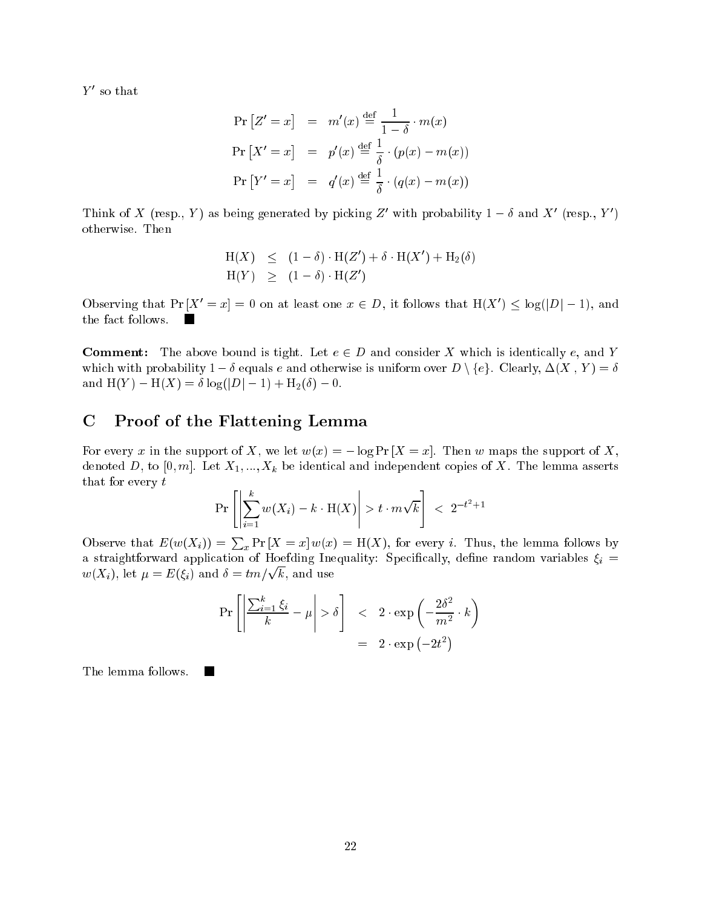$Y'$ so that

$$\Pr\left[Z' = x\right] = m'(x) \stackrel{\text{def}}{=} \frac{1}{1-\delta} \cdot m(x)$$

$$\Pr\left[X' = x\right] = p'(x) \stackrel{\text{def}}{=} \frac{1}{\delta} \cdot (p(x) - m(x))$$

$$\Pr\left[Y' = x\right] = q'(x) \stackrel{\text{def}}{=} \frac{1}{\delta} \cdot (q(x) - m(x))$$

Think of $X$ (resp., $Y$) as being generated by picking $Z'$ with probability $1 - \delta$ and $X'$ (resp., $Y'$) otherwise. Then

$$\mathrm{H}(X) \leq (1-\delta) \cdot \mathrm{H}(Z') + \delta \cdot \mathrm{H}(X') + \mathrm{H}_2(\delta)$$

$$\mathrm{H}(Y) \geq (1-\delta) \cdot \mathrm{H}(Z')$$

Observing that $\Pr[X' = x] = 0$ on at least one $x \in D$, it follows that $\mathrm{H}(X') \leq \log(|D| - 1)$, and the fact follows. ■

**Comment:** The above bound is tight. Let $e \in D$ and consider $X$ which is identically $e$, and $Y$ which with probability $1 - \delta$ equals $e$ and otherwise is uniform over $D \setminus \{e\}$. Clearly, $\Delta(X\ ,\ Y) = \delta$ and $\mathrm{H}(Y) - \mathrm{H}(X) = \delta \log(|D| - 1) + \mathrm{H}_2(\delta) - 0$.

# C Proof of the Flattening Lemma

For every $x$ in the support of $X$, we let $w(x) = -\log \Pr[X = x]$. Then $w$ maps the support of $X$, denoted $D$, to $[0, m]$. Let $X_1, ..., X_k$ be identical and independent copies of $X$. The lemma asserts that for every $t$

$$\Pr\left[\left|\sum_{i=1}^{k} w(X_i) - k \cdot \mathrm{H}(X)\right| > t \cdot m\sqrt{k}\right] < 2^{-t^2+1}$$

Observe that $E(w(X_i)) = \sum_x \Pr[X = x]\, w(x) = \mathrm{H}(X)$, for every $i$. Thus, the lemma follows by a straightforward application of Hoefding Inequality: Specifically, define random variables $\xi_i = w(X_i)$, let $\mu = E(\xi_i)$ and $\delta = tm/\sqrt{k}$, and use

$$\Pr\left[\left|\frac{\sum_{i=1}^{k} \xi_i}{k} - \mu\right| > \delta\right] < 2 \cdot \exp\left(-\frac{2\delta^2}{m^2} \cdot k\right)$$

$$= 2 \cdot \exp\left(-2t^2\right)$$

The lemma follows. ■